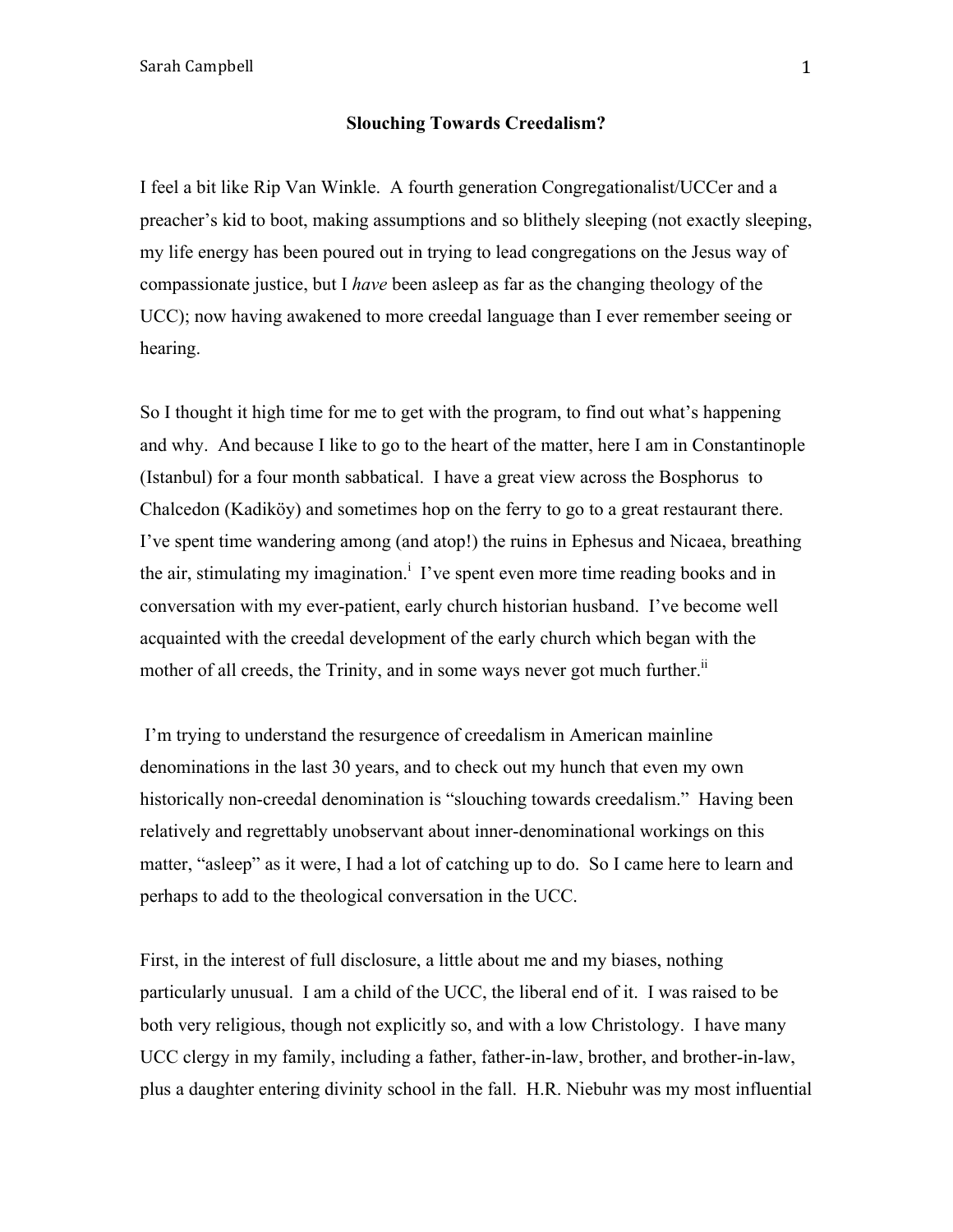## Slouching Towards Creedalism?

I feel a bit like Rip Van Winkle. A fourth generation Congregationalist/UCCer and a preacher's kid to boot, making assumptions and so blithely sleeping (not exactly sleeping, my life energy has been poured out in trying to lead congregations on the Jesus way of compassionate justice, but I *have* been asleep as far as the changing theology of the UCC); now having awakened to more creedal language than I ever remember seeing or hearing.

So I thought it high time for me to get with the program, to find out what's happening and why. And because I like to go to the heart of the matter, here I am in Constantinople (Istanbul) for a four month sabbatical. I have a great view across the Bosphorus to Chalcedon (Kadiköy) and sometimes hop on the ferry to go to a great restaurant there. I've spent time wandering among (and atop!) the ruins in Ephesus and Nicaea, breathing the air, stimulating my imagination.[i] I've spent even more time reading books and in conversation with my ever-patient, early church historian husband. I've become well acquainted with the creedal development of the early church which began with the mother of all creeds, the Trinity, and in some ways never got much further.[ii]

I'm trying to understand the resurgence of creedalism in American mainline denominations in the last 30 years, and to check out my hunch that even my own historically non-creedal denomination is "slouching towards creedalism." Having been relatively and regrettably unobservant about inner-denominational workings on this matter, "asleep" as it were, I had a lot of catching up to do. So I came here to learn and perhaps to add to the theological conversation in the UCC.

First, in the interest of full disclosure, a little about me and my biases, nothing particularly unusual. I am a child of the UCC, the liberal end of it. I was raised to be both very religious, though not explicitly so, and with a low Christology. I have many UCC clergy in my family, including a father, father-in-law, brother, and brother-in-law, plus a daughter entering divinity school in the fall. H.R. Niebuhr was my most influential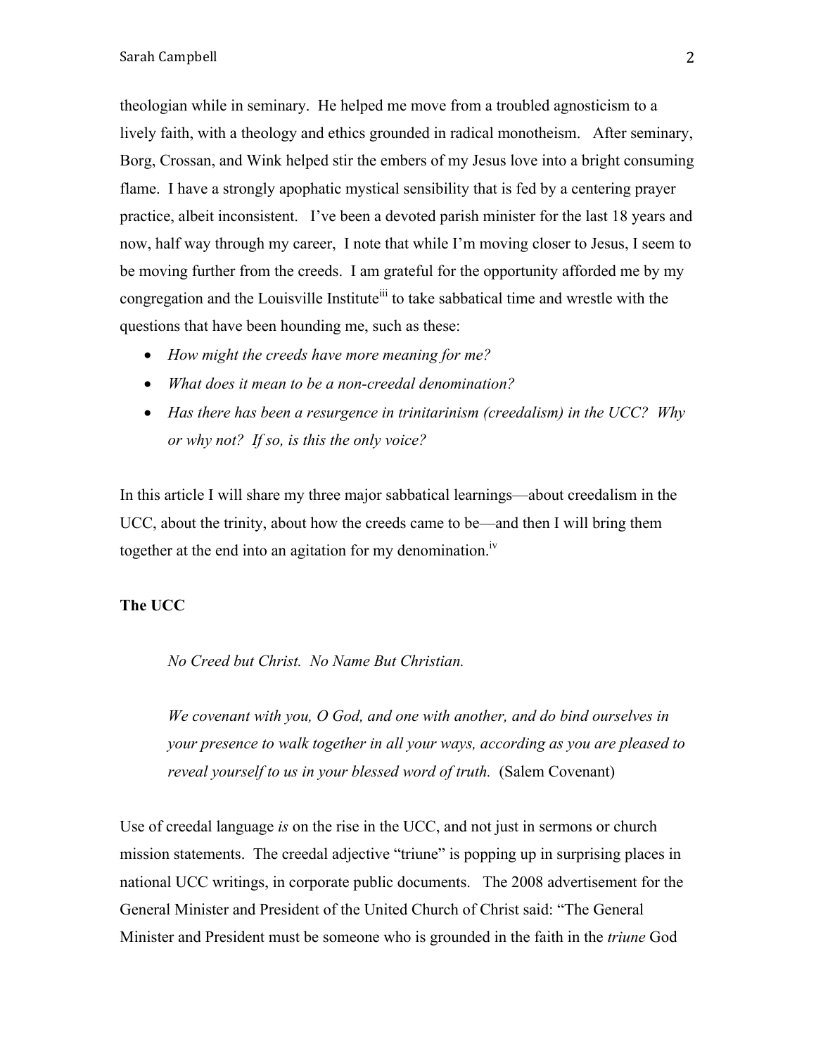theologian while in seminary. He helped me move from a troubled agnosticism to a lively faith, with a theology and ethics grounded in radical monotheism. After seminary, Borg, Crossan, and Wink helped stir the embers of my Jesus love into a bright consuming flame. I have a strongly apophatic mystical sensibility that is fed by a centering prayer practice, albeit inconsistent. I've been a devoted parish minister for the last 18 years and now, half way through my career, I note that while I'm moving closer to Jesus, I seem to be moving further from the creeds. I am grateful for the opportunity afforded me by my congregation and the Louisville Institute[iii] to take sabbatical time and wrestle with the questions that have been hounding me, such as these:

- *How might the creeds have more meaning for me?*
- *What does it mean to be a non-creedal denomination?*
- *Has there has been a resurgence in trinitarinism (creedalism) in the UCC? Why or why not? If so, is this the only voice?*

In this article I will share my three major sabbatical learnings—about creedalism in the UCC, about the trinity, about how the creeds came to be—and then I will bring them together at the end into an agitation for my denomination.[iv]

**The UCC**

> *No Creed but Christ. No Name But Christian.*
>
> *We covenant with you, O God, and one with another, and do bind ourselves in your presence to walk together in all your ways, according as you are pleased to reveal yourself to us in your blessed word of truth.* (Salem Covenant)

Use of creedal language *is* on the rise in the UCC, and not just in sermons or church mission statements. The creedal adjective "triune" is popping up in surprising places in national UCC writings, in corporate public documents. The 2008 advertisement for the General Minister and President of the United Church of Christ said: "The General Minister and President must be someone who is grounded in the faith in the *triune* God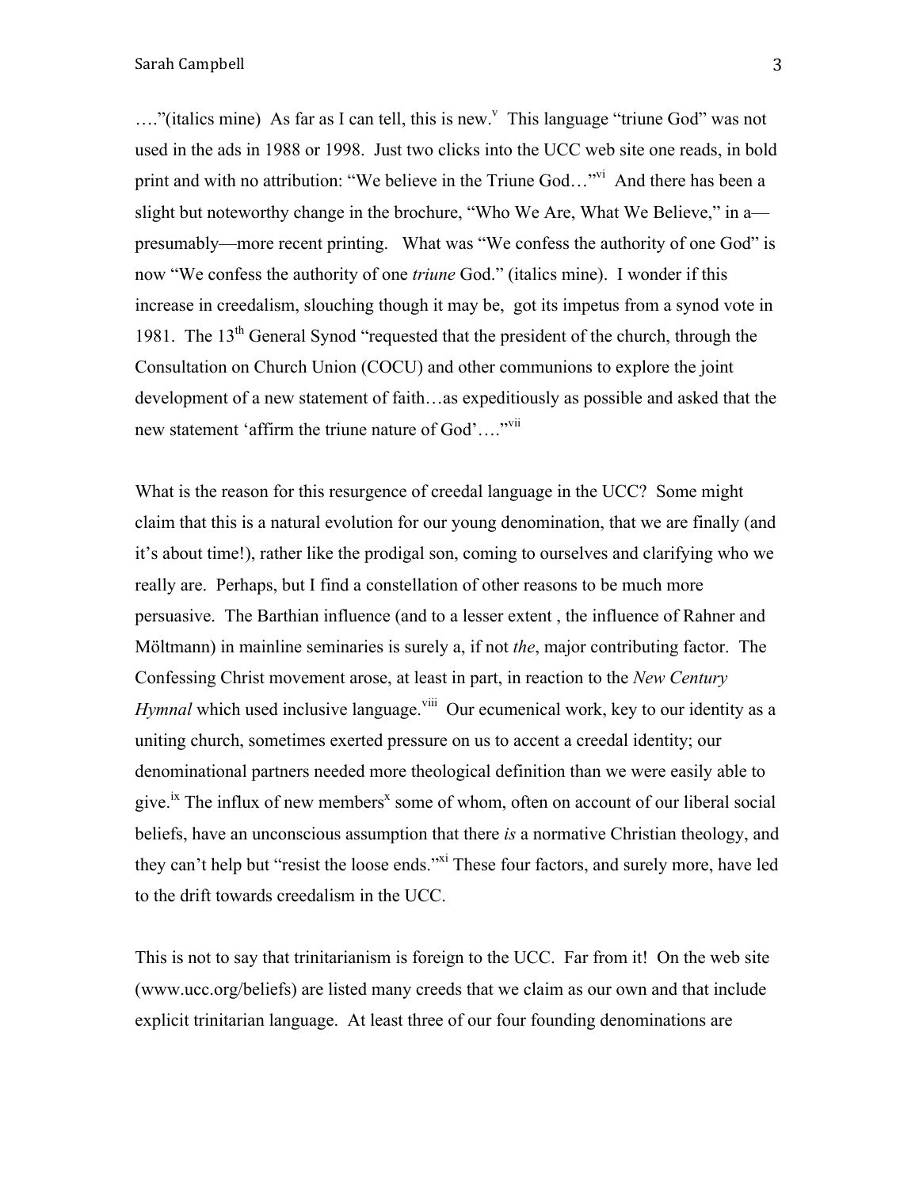…."(italics mine) As far as I can tell, this is new.[v] This language "triune God" was not used in the ads in 1988 or 1998. Just two clicks into the UCC web site one reads, in bold print and with no attribution: "We believe in the Triune God…"[vi] And there has been a slight but noteworthy change in the brochure, "Who We Are, What We Believe," in a—presumably—more recent printing. What was "We confess the authority of one God" is now "We confess the authority of one *triune* God." (italics mine). I wonder if this increase in creedalism, slouching though it may be, got its impetus from a synod vote in 1981. The 13th General Synod "requested that the president of the church, through the Consultation on Church Union (COCU) and other communions to explore the joint development of a new statement of faith…as expeditiously as possible and asked that the new statement 'affirm the triune nature of God'…."[vii]

What is the reason for this resurgence of creedal language in the UCC? Some might claim that this is a natural evolution for our young denomination, that we are finally (and it's about time!), rather like the prodigal son, coming to ourselves and clarifying who we really are. Perhaps, but I find a constellation of other reasons to be much more persuasive. The Barthian influence (and to a lesser extent , the influence of Rahner and Möltmann) in mainline seminaries is surely a, if not *the*, major contributing factor. The Confessing Christ movement arose, at least in part, in reaction to the *New Century Hymnal* which used inclusive language.[viii] Our ecumenical work, key to our identity as a uniting church, sometimes exerted pressure on us to accent a creedal identity; our denominational partners needed more theological definition than we were easily able to give.[ix] The influx of new members[x] some of whom, often on account of our liberal social beliefs, have an unconscious assumption that there *is* a normative Christian theology, and they can't help but "resist the loose ends."[xi] These four factors, and surely more, have led to the drift towards creedalism in the UCC.

This is not to say that trinitarianism is foreign to the UCC. Far from it! On the web site (www.ucc.org/beliefs) are listed many creeds that we claim as our own and that include explicit trinitarian language. At least three of our four founding denominations are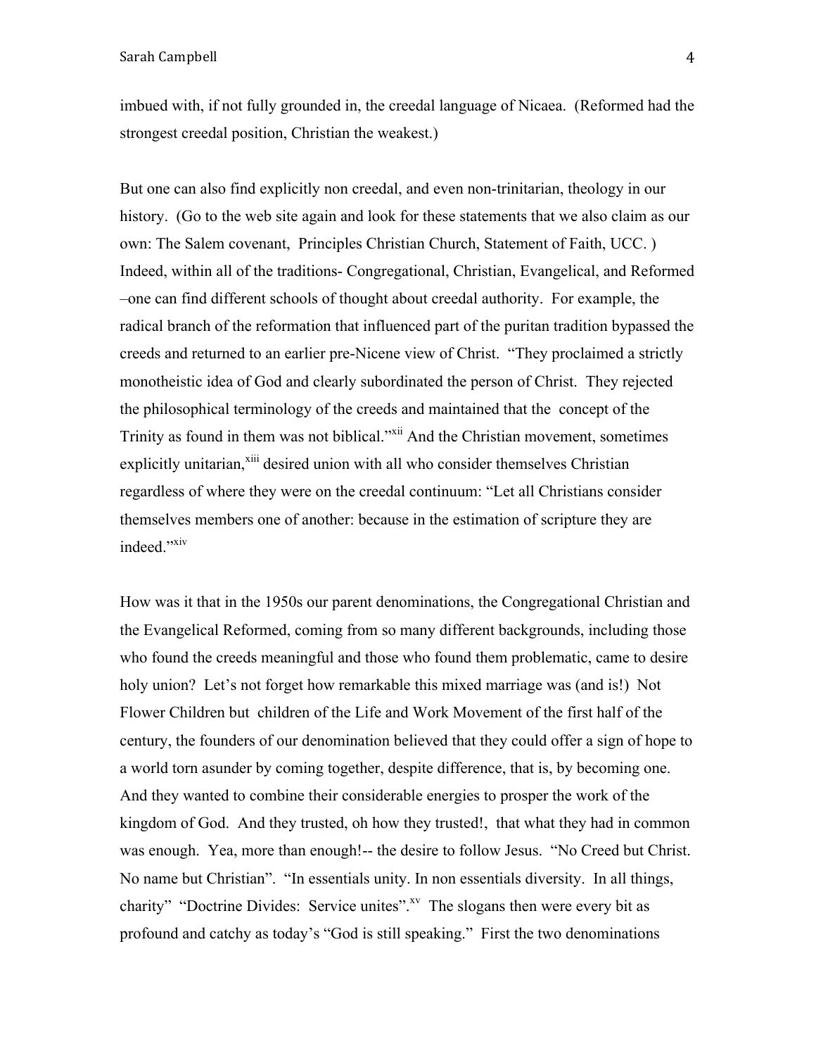imbued with, if not fully grounded in, the creedal language of Nicaea. (Reformed had the strongest creedal position, Christian the weakest.)

But one can also find explicitly non creedal, and even non-trinitarian, theology in our history. (Go to the web site again and look for these statements that we also claim as our own: The Salem covenant, Principles Christian Church, Statement of Faith, UCC. ) Indeed, within all of the traditions- Congregational, Christian, Evangelical, and Reformed –one can find different schools of thought about creedal authority. For example, the radical branch of the reformation that influenced part of the puritan tradition bypassed the creeds and returned to an earlier pre-Nicene view of Christ. "They proclaimed a strictly monotheistic idea of God and clearly subordinated the person of Christ. They rejected the philosophical terminology of the creeds and maintained that the concept of the Trinity as found in them was not biblical."[xii] And the Christian movement, sometimes explicitly unitarian,[xiii] desired union with all who consider themselves Christian regardless of where they were on the creedal continuum: "Let all Christians consider themselves members one of another: because in the estimation of scripture they are indeed."[xiv]

How was it that in the 1950s our parent denominations, the Congregational Christian and the Evangelical Reformed, coming from so many different backgrounds, including those who found the creeds meaningful and those who found them problematic, came to desire holy union? Let's not forget how remarkable this mixed marriage was (and is!) Not Flower Children but children of the Life and Work Movement of the first half of the century, the founders of our denomination believed that they could offer a sign of hope to a world torn asunder by coming together, despite difference, that is, by becoming one. And they wanted to combine their considerable energies to prosper the work of the kingdom of God. And they trusted, oh how they trusted!, that what they had in common was enough. Yea, more than enough!-- the desire to follow Jesus. "No Creed but Christ. No name but Christian". "In essentials unity. In non essentials diversity. In all things, charity" "Doctrine Divides: Service unites".[xv] The slogans then were every bit as profound and catchy as today's "God is still speaking." First the two denominations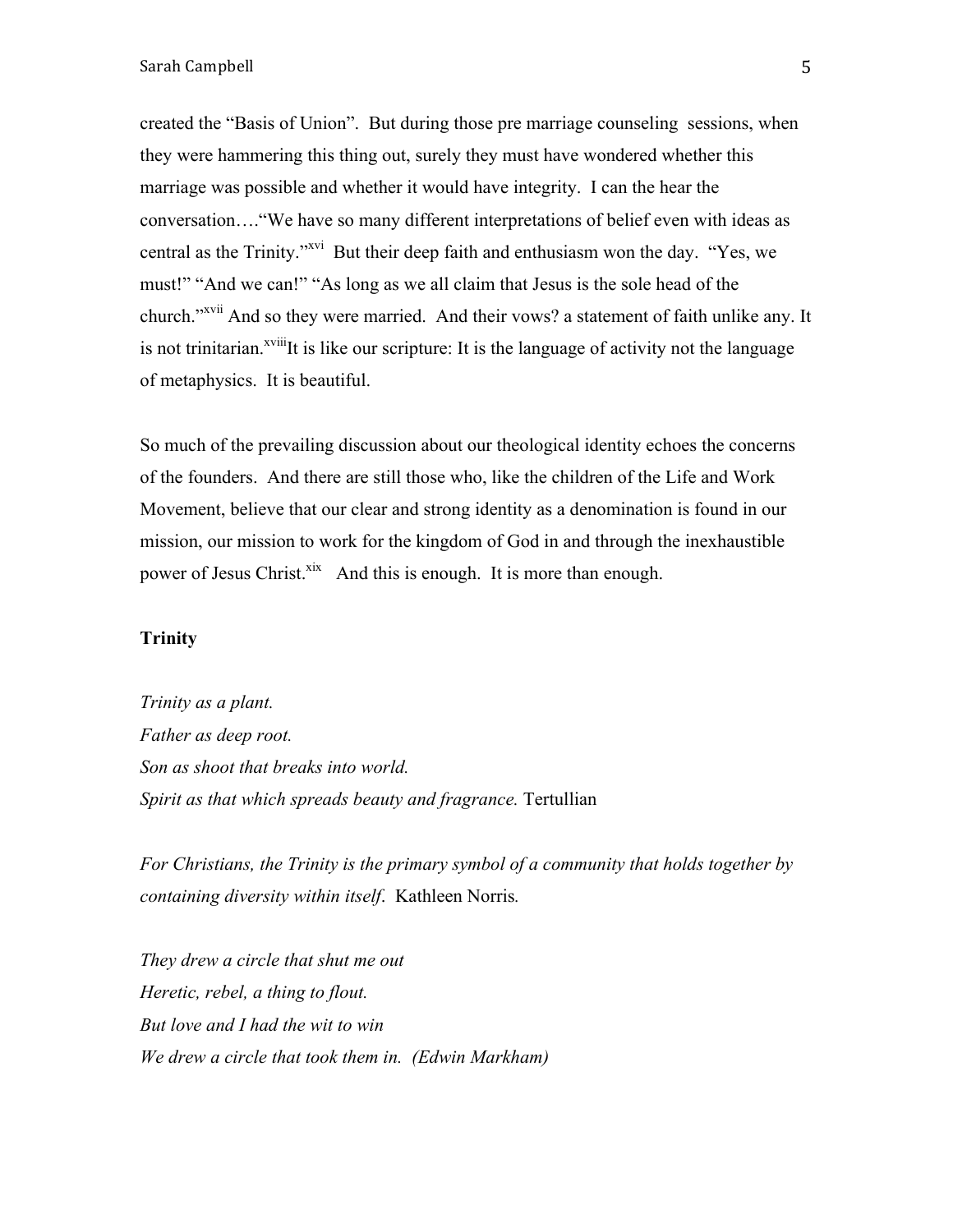created the "Basis of Union". But during those pre marriage counseling sessions, when they were hammering this thing out, surely they must have wondered whether this marriage was possible and whether it would have integrity. I can the hear the conversation…."We have so many different interpretations of belief even with ideas as central as the Trinity."[xvi] But their deep faith and enthusiasm won the day. "Yes, we must!" "And we can!" "As long as we all claim that Jesus is the sole head of the church."[xvii] And so they were married. And their vows? a statement of faith unlike any. It is not trinitarian.[xviii]It is like our scripture: It is the language of activity not the language of metaphysics. It is beautiful.

So much of the prevailing discussion about our theological identity echoes the concerns of the founders. And there are still those who, like the children of the Life and Work Movement, believe that our clear and strong identity as a denomination is found in our mission, our mission to work for the kingdom of God in and through the inexhaustible power of Jesus Christ.[xix] And this is enough. It is more than enough.

**Trinity**

*Trinity as a plant.*
*Father as deep root.*
*Son as shoot that breaks into world.*
*Spirit as that which spreads beauty and fragrance.* Tertullian

*For Christians, the Trinity is the primary symbol of a community that holds together by containing diversity within itself*. Kathleen Norris*.*

*They drew a circle that shut me out*
*Heretic, rebel, a thing to flout.*
*But love and I had the wit to win*
*We drew a circle that took them in. (Edwin Markham)*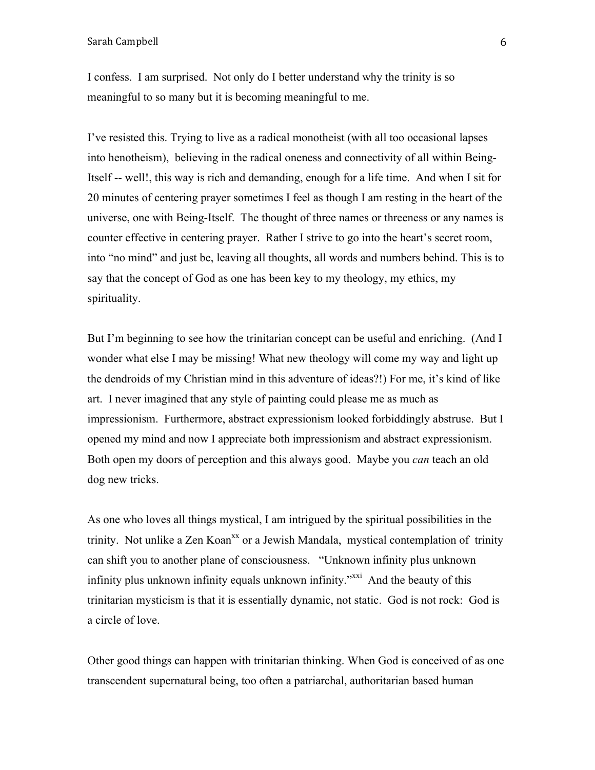I confess. I am surprised. Not only do I better understand why the trinity is so meaningful to so many but it is becoming meaningful to me.

I've resisted this. Trying to live as a radical monotheist (with all too occasional lapses into henotheism), believing in the radical oneness and connectivity of all within Being-Itself -- well!, this way is rich and demanding, enough for a life time. And when I sit for 20 minutes of centering prayer sometimes I feel as though I am resting in the heart of the universe, one with Being-Itself. The thought of three names or threeness or any names is counter effective in centering prayer. Rather I strive to go into the heart's secret room, into "no mind" and just be, leaving all thoughts, all words and numbers behind. This is to say that the concept of God as one has been key to my theology, my ethics, my spirituality.

But I'm beginning to see how the trinitarian concept can be useful and enriching. (And I wonder what else I may be missing! What new theology will come my way and light up the dendroids of my Christian mind in this adventure of ideas?!) For me, it's kind of like art. I never imagined that any style of painting could please me as much as impressionism. Furthermore, abstract expressionism looked forbiddingly abstruse. But I opened my mind and now I appreciate both impressionism and abstract expressionism. Both open my doors of perception and this always good. Maybe you *can* teach an old dog new tricks.

As one who loves all things mystical, I am intrigued by the spiritual possibilities in the trinity. Not unlike a Zen Koan[xx] or a Jewish Mandala, mystical contemplation of trinity can shift you to another plane of consciousness. "Unknown infinity plus unknown infinity plus unknown infinity equals unknown infinity."[xxi] And the beauty of this trinitarian mysticism is that it is essentially dynamic, not static. God is not rock: God is a circle of love.

Other good things can happen with trinitarian thinking. When God is conceived of as one transcendent supernatural being, too often a patriarchal, authoritarian based human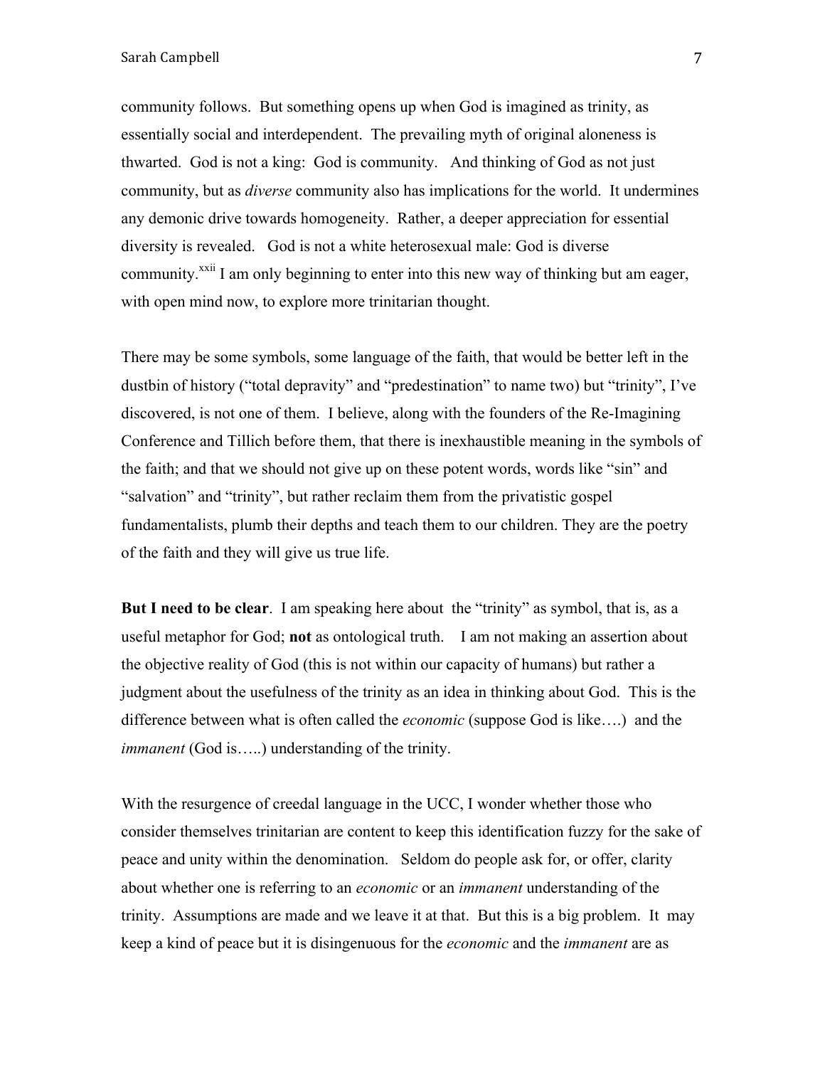community follows. But something opens up when God is imagined as trinity, as essentially social and interdependent. The prevailing myth of original aloneness is thwarted. God is not a king: God is community. And thinking of God as not just community, but as *diverse* community also has implications for the world. It undermines any demonic drive towards homogeneity. Rather, a deeper appreciation for essential diversity is revealed. God is not a white heterosexual male: God is diverse community.[xxii] I am only beginning to enter into this new way of thinking but am eager, with open mind now, to explore more trinitarian thought.

There may be some symbols, some language of the faith, that would be better left in the dustbin of history ("total depravity" and "predestination" to name two) but "trinity", I've discovered, is not one of them. I believe, along with the founders of the Re-Imagining Conference and Tillich before them, that there is inexhaustible meaning in the symbols of the faith; and that we should not give up on these potent words, words like "sin" and "salvation" and "trinity", but rather reclaim them from the privatistic gospel fundamentalists, plumb their depths and teach them to our children. They are the poetry of the faith and they will give us true life.

**But I need to be clear**. I am speaking here about the "trinity" as symbol, that is, as a useful metaphor for God; **not** as ontological truth. I am not making an assertion about the objective reality of God (this is not within our capacity of humans) but rather a judgment about the usefulness of the trinity as an idea in thinking about God. This is the difference between what is often called the *economic* (suppose God is like….) and the *immanent* (God is…..) understanding of the trinity.

With the resurgence of creedal language in the UCC, I wonder whether those who consider themselves trinitarian are content to keep this identification fuzzy for the sake of peace and unity within the denomination. Seldom do people ask for, or offer, clarity about whether one is referring to an *economic* or an *immanent* understanding of the trinity. Assumptions are made and we leave it at that. But this is a big problem. It may keep a kind of peace but it is disingenuous for the *economic* and the *immanent* are as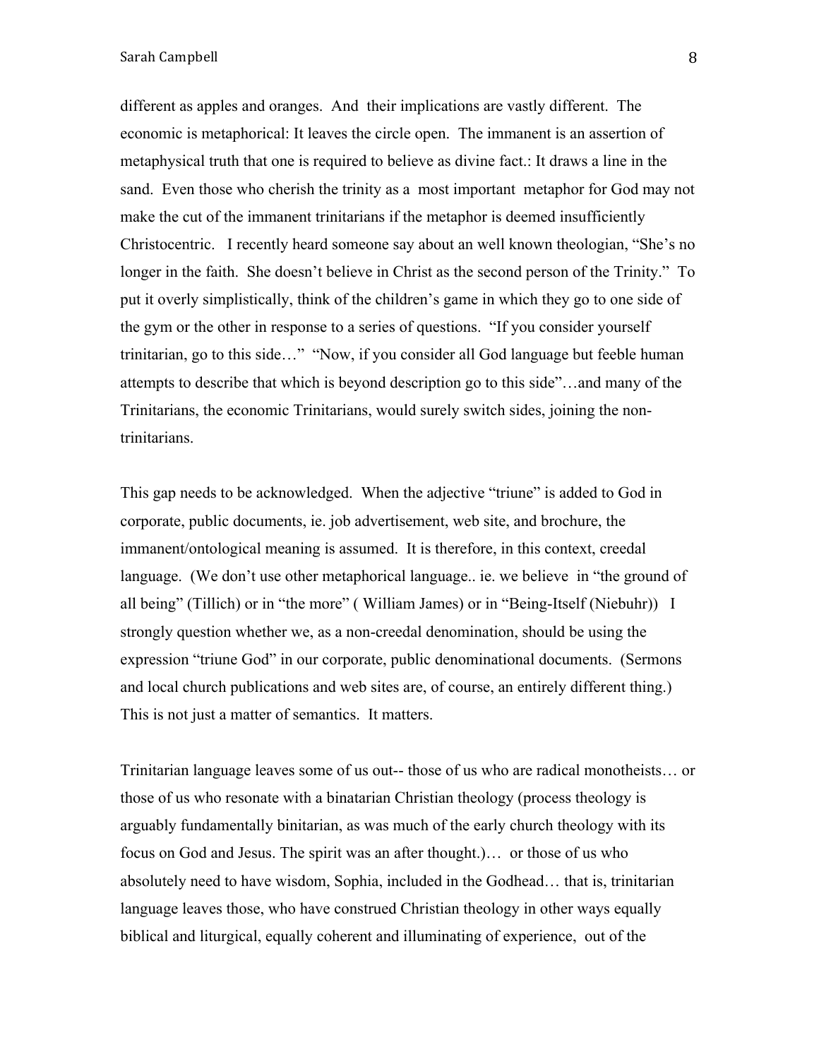different as apples and oranges. And their implications are vastly different. The economic is metaphorical: It leaves the circle open. The immanent is an assertion of metaphysical truth that one is required to believe as divine fact.: It draws a line in the sand. Even those who cherish the trinity as a most important metaphor for God may not make the cut of the immanent trinitarians if the metaphor is deemed insufficiently Christocentric. I recently heard someone say about an well known theologian, "She's no longer in the faith. She doesn't believe in Christ as the second person of the Trinity." To put it overly simplistically, think of the children's game in which they go to one side of the gym or the other in response to a series of questions. "If you consider yourself trinitarian, go to this side…" "Now, if you consider all God language but feeble human attempts to describe that which is beyond description go to this side"…and many of the Trinitarians, the economic Trinitarians, would surely switch sides, joining the non-trinitarians.

This gap needs to be acknowledged. When the adjective "triune" is added to God in corporate, public documents, ie. job advertisement, web site, and brochure, the immanent/ontological meaning is assumed. It is therefore, in this context, creedal language. (We don't use other metaphorical language.. ie. we believe in "the ground of all being" (Tillich) or in "the more" ( William James) or in "Being-Itself (Niebuhr)) I strongly question whether we, as a non-creedal denomination, should be using the expression "triune God" in our corporate, public denominational documents. (Sermons and local church publications and web sites are, of course, an entirely different thing.) This is not just a matter of semantics. It matters.

Trinitarian language leaves some of us out-- those of us who are radical monotheists… or those of us who resonate with a binatarian Christian theology (process theology is arguably fundamentally binitarian, as was much of the early church theology with its focus on God and Jesus. The spirit was an after thought.)… or those of us who absolutely need to have wisdom, Sophia, included in the Godhead… that is, trinitarian language leaves those, who have construed Christian theology in other ways equally biblical and liturgical, equally coherent and illuminating of experience, out of the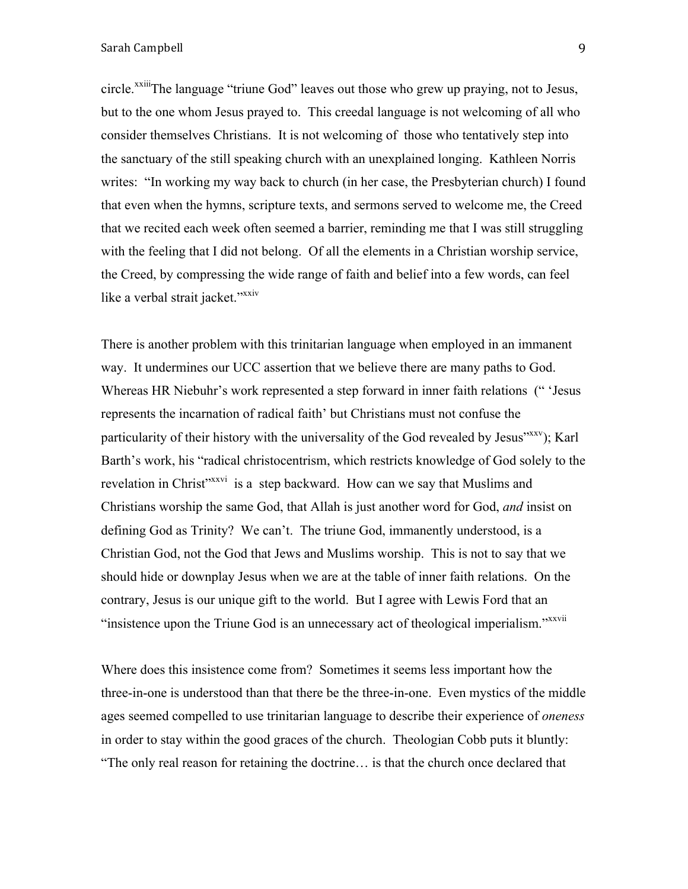circle.[xxiii]The language "triune God" leaves out those who grew up praying, not to Jesus, but to the one whom Jesus prayed to. This creedal language is not welcoming of all who consider themselves Christians. It is not welcoming of those who tentatively step into the sanctuary of the still speaking church with an unexplained longing. Kathleen Norris writes: "In working my way back to church (in her case, the Presbyterian church) I found that even when the hymns, scripture texts, and sermons served to welcome me, the Creed that we recited each week often seemed a barrier, reminding me that I was still struggling with the feeling that I did not belong. Of all the elements in a Christian worship service, the Creed, by compressing the wide range of faith and belief into a few words, can feel like a verbal strait jacket."[xxiv]

There is another problem with this trinitarian language when employed in an immanent way. It undermines our UCC assertion that we believe there are many paths to God. Whereas HR Niebuhr's work represented a step forward in inner faith relations (" 'Jesus represents the incarnation of radical faith' but Christians must not confuse the particularity of their history with the universality of the God revealed by Jesus"[xxv]); Karl Barth's work, his "radical christocentrism, which restricts knowledge of God solely to the revelation in Christ"[xxvi] is a step backward. How can we say that Muslims and Christians worship the same God, that Allah is just another word for God, *and* insist on defining God as Trinity? We can't. The triune God, immanently understood, is a Christian God, not the God that Jews and Muslims worship. This is not to say that we should hide or downplay Jesus when we are at the table of inner faith relations. On the contrary, Jesus is our unique gift to the world. But I agree with Lewis Ford that an "insistence upon the Triune God is an unnecessary act of theological imperialism."[xxvii]

Where does this insistence come from? Sometimes it seems less important how the three-in-one is understood than that there be the three-in-one. Even mystics of the middle ages seemed compelled to use trinitarian language to describe their experience of *oneness* in order to stay within the good graces of the church. Theologian Cobb puts it bluntly: "The only real reason for retaining the doctrine… is that the church once declared that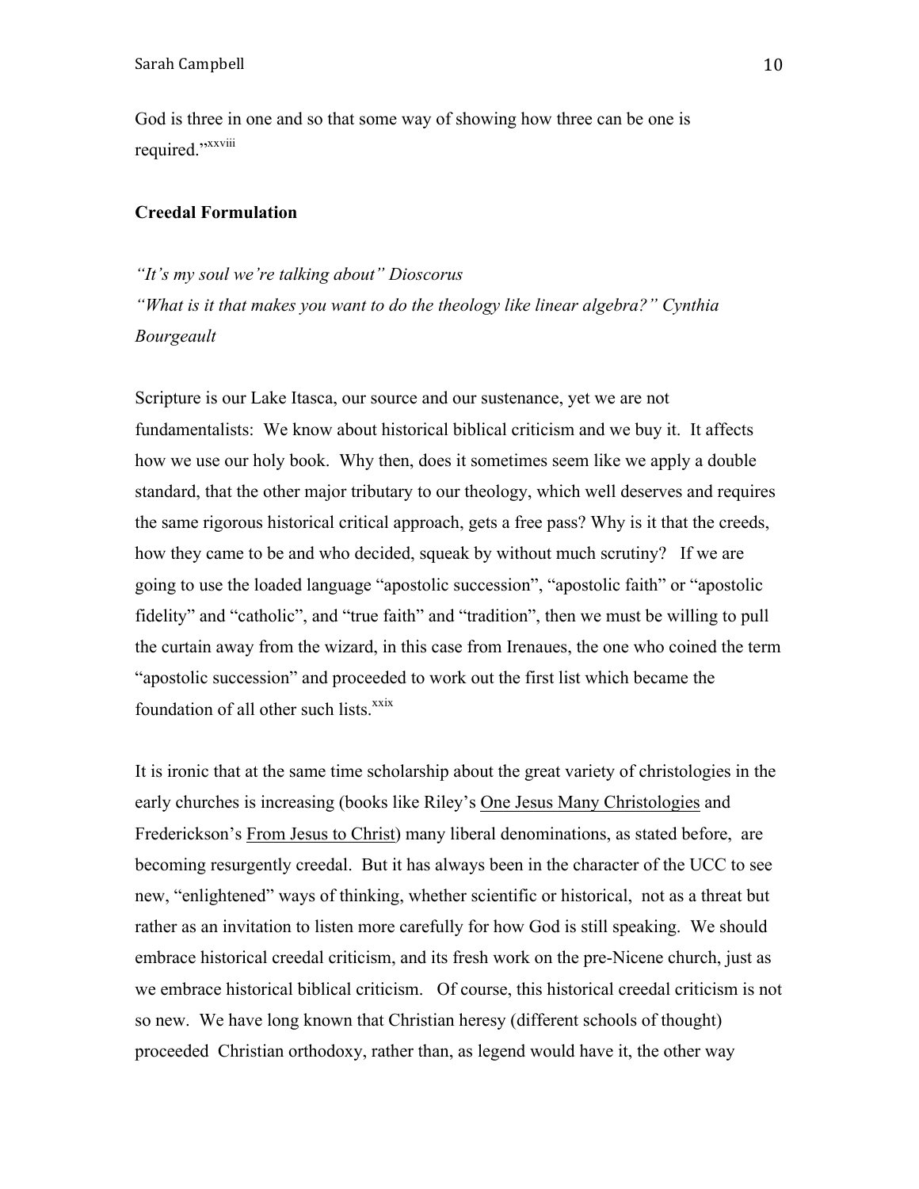God is three in one and so that some way of showing how three can be one is required."[xxviii]

**Creedal Formulation**

*"It's my soul we're talking about" Dioscorus*
*"What is it that makes you want to do the theology like linear algebra?" Cynthia Bourgeault*

Scripture is our Lake Itasca, our source and our sustenance, yet we are not fundamentalists: We know about historical biblical criticism and we buy it. It affects how we use our holy book. Why then, does it sometimes seem like we apply a double standard, that the other major tributary to our theology, which well deserves and requires the same rigorous historical critical approach, gets a free pass? Why is it that the creeds, how they came to be and who decided, squeak by without much scrutiny? If we are going to use the loaded language "apostolic succession", "apostolic faith" or "apostolic fidelity" and "catholic", and "true faith" and "tradition", then we must be willing to pull the curtain away from the wizard, in this case from Irenaues, the one who coined the term "apostolic succession" and proceeded to work out the first list which became the foundation of all other such lists.[xxix]

It is ironic that at the same time scholarship about the great variety of christologies in the early churches is increasing (books like Riley's <u>One Jesus Many Christologies</u> and Frederickson's <u>From Jesus to Christ</u>) many liberal denominations, as stated before, are becoming resurgently creedal. But it has always been in the character of the UCC to see new, "enlightened" ways of thinking, whether scientific or historical, not as a threat but rather as an invitation to listen more carefully for how God is still speaking. We should embrace historical creedal criticism, and its fresh work on the pre-Nicene church, just as we embrace historical biblical criticism. Of course, this historical creedal criticism is not so new. We have long known that Christian heresy (different schools of thought) proceeded Christian orthodoxy, rather than, as legend would have it, the other way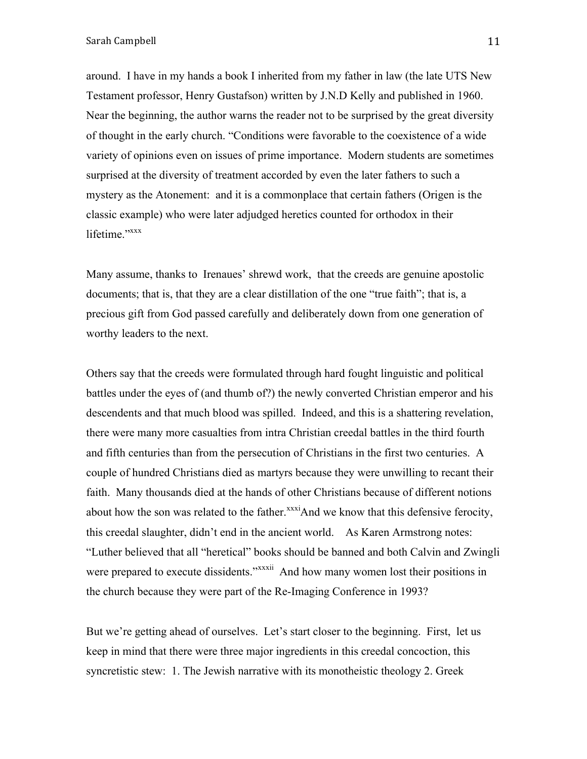around. I have in my hands a book I inherited from my father in law (the late UTS New Testament professor, Henry Gustafson) written by J.N.D Kelly and published in 1960. Near the beginning, the author warns the reader not to be surprised by the great diversity of thought in the early church. "Conditions were favorable to the coexistence of a wide variety of opinions even on issues of prime importance. Modern students are sometimes surprised at the diversity of treatment accorded by even the later fathers to such a mystery as the Atonement: and it is a commonplace that certain fathers (Origen is the classic example) who were later adjudged heretics counted for orthodox in their lifetime."[xxx]

Many assume, thanks to Irenaues' shrewd work, that the creeds are genuine apostolic documents; that is, that they are a clear distillation of the one "true faith"; that is, a precious gift from God passed carefully and deliberately down from one generation of worthy leaders to the next.

Others say that the creeds were formulated through hard fought linguistic and political battles under the eyes of (and thumb of?) the newly converted Christian emperor and his descendents and that much blood was spilled. Indeed, and this is a shattering revelation, there were many more casualties from intra Christian creedal battles in the third fourth and fifth centuries than from the persecution of Christians in the first two centuries. A couple of hundred Christians died as martyrs because they were unwilling to recant their faith. Many thousands died at the hands of other Christians because of different notions about how the son was related to the father.[xxxi] And we know that this defensive ferocity, this creedal slaughter, didn't end in the ancient world. As Karen Armstrong notes: "Luther believed that all "heretical" books should be banned and both Calvin and Zwingli were prepared to execute dissidents."[xxxii] And how many women lost their positions in the church because they were part of the Re-Imaging Conference in 1993?

But we're getting ahead of ourselves. Let's start closer to the beginning. First, let us keep in mind that there were three major ingredients in this creedal concoction, this syncretistic stew: 1. The Jewish narrative with its monotheistic theology 2. Greek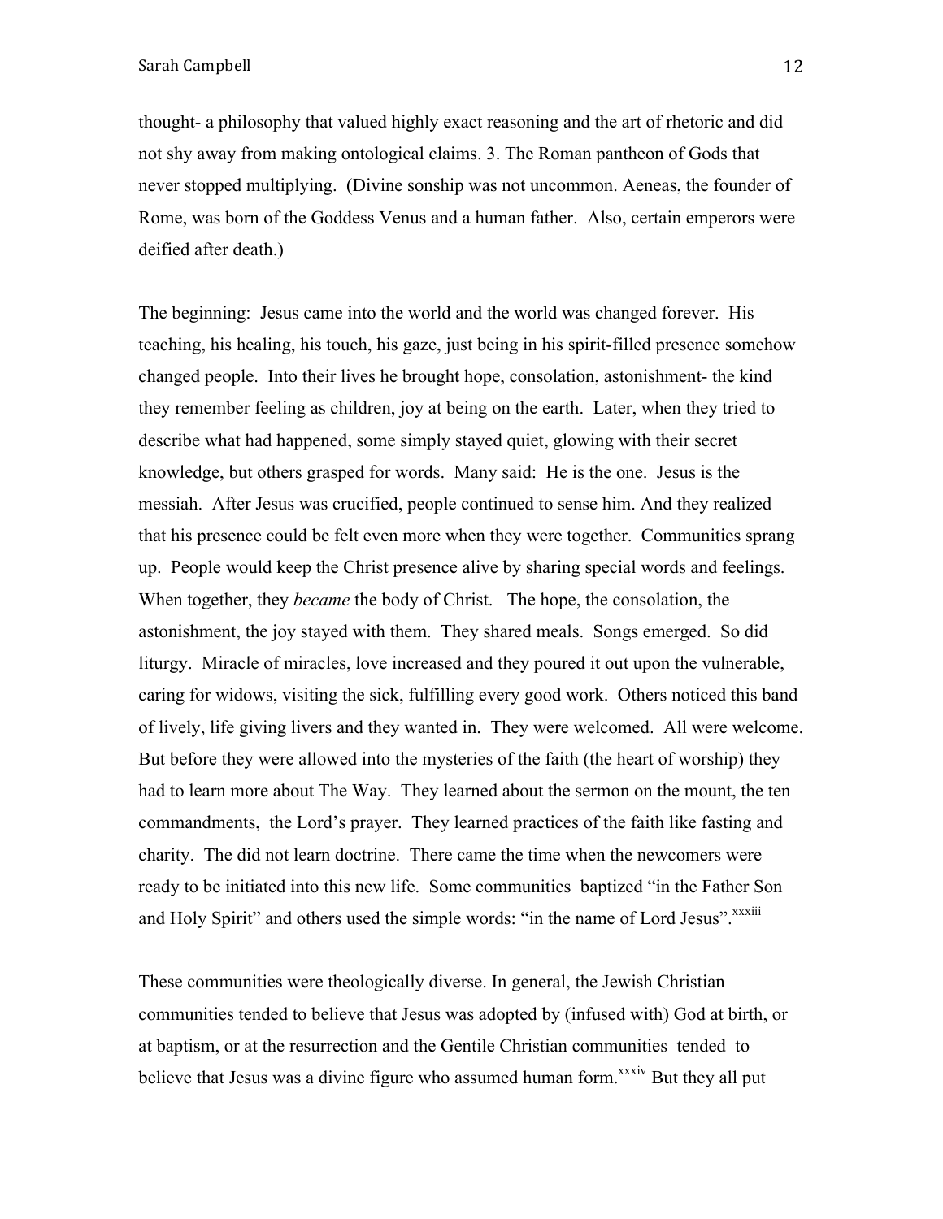thought- a philosophy that valued highly exact reasoning and the art of rhetoric and did not shy away from making ontological claims. 3. The Roman pantheon of Gods that never stopped multiplying. (Divine sonship was not uncommon. Aeneas, the founder of Rome, was born of the Goddess Venus and a human father. Also, certain emperors were deified after death.)

The beginning: Jesus came into the world and the world was changed forever. His teaching, his healing, his touch, his gaze, just being in his spirit-filled presence somehow changed people. Into their lives he brought hope, consolation, astonishment- the kind they remember feeling as children, joy at being on the earth. Later, when they tried to describe what had happened, some simply stayed quiet, glowing with their secret knowledge, but others grasped for words. Many said: He is the one. Jesus is the messiah. After Jesus was crucified, people continued to sense him. And they realized that his presence could be felt even more when they were together. Communities sprang up. People would keep the Christ presence alive by sharing special words and feelings. When together, they *became* the body of Christ. The hope, the consolation, the astonishment, the joy stayed with them. They shared meals. Songs emerged. So did liturgy. Miracle of miracles, love increased and they poured it out upon the vulnerable, caring for widows, visiting the sick, fulfilling every good work. Others noticed this band of lively, life giving livers and they wanted in. They were welcomed. All were welcome. But before they were allowed into the mysteries of the faith (the heart of worship) they had to learn more about The Way. They learned about the sermon on the mount, the ten commandments, the Lord's prayer. They learned practices of the faith like fasting and charity. The did not learn doctrine. There came the time when the newcomers were ready to be initiated into this new life. Some communities baptized "in the Father Son and Holy Spirit" and others used the simple words: "in the name of Lord Jesus".[xxxiii]

These communities were theologically diverse. In general, the Jewish Christian communities tended to believe that Jesus was adopted by (infused with) God at birth, or at baptism, or at the resurrection and the Gentile Christian communities tended to believe that Jesus was a divine figure who assumed human form.[xxxiv] But they all put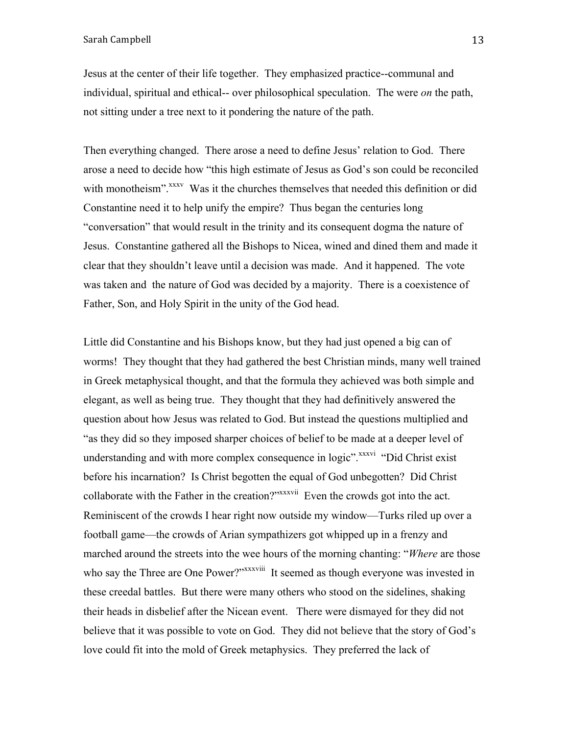Jesus at the center of their life together. They emphasized practice--communal and individual, spiritual and ethical-- over philosophical speculation. The were *on* the path, not sitting under a tree next to it pondering the nature of the path.

Then everything changed. There arose a need to define Jesus' relation to God. There arose a need to decide how "this high estimate of Jesus as God's son could be reconciled with monotheism".[xxxv] Was it the churches themselves that needed this definition or did Constantine need it to help unify the empire? Thus began the centuries long "conversation" that would result in the trinity and its consequent dogma the nature of Jesus. Constantine gathered all the Bishops to Nicea, wined and dined them and made it clear that they shouldn't leave until a decision was made. And it happened. The vote was taken and the nature of God was decided by a majority. There is a coexistence of Father, Son, and Holy Spirit in the unity of the God head.

Little did Constantine and his Bishops know, but they had just opened a big can of worms! They thought that they had gathered the best Christian minds, many well trained in Greek metaphysical thought, and that the formula they achieved was both simple and elegant, as well as being true. They thought that they had definitively answered the question about how Jesus was related to God. But instead the questions multiplied and "as they did so they imposed sharper choices of belief to be made at a deeper level of understanding and with more complex consequence in logic".[xxxvi] "Did Christ exist before his incarnation? Is Christ begotten the equal of God unbegotten? Did Christ collaborate with the Father in the creation?"[xxxvii] Even the crowds got into the act. Reminiscent of the crowds I hear right now outside my window—Turks riled up over a football game—the crowds of Arian sympathizers got whipped up in a frenzy and marched around the streets into the wee hours of the morning chanting: "*Where* are those who say the Three are One Power?"[xxxviii] It seemed as though everyone was invested in these creedal battles. But there were many others who stood on the sidelines, shaking their heads in disbelief after the Nicean event. There were dismayed for they did not believe that it was possible to vote on God. They did not believe that the story of God's love could fit into the mold of Greek metaphysics. They preferred the lack of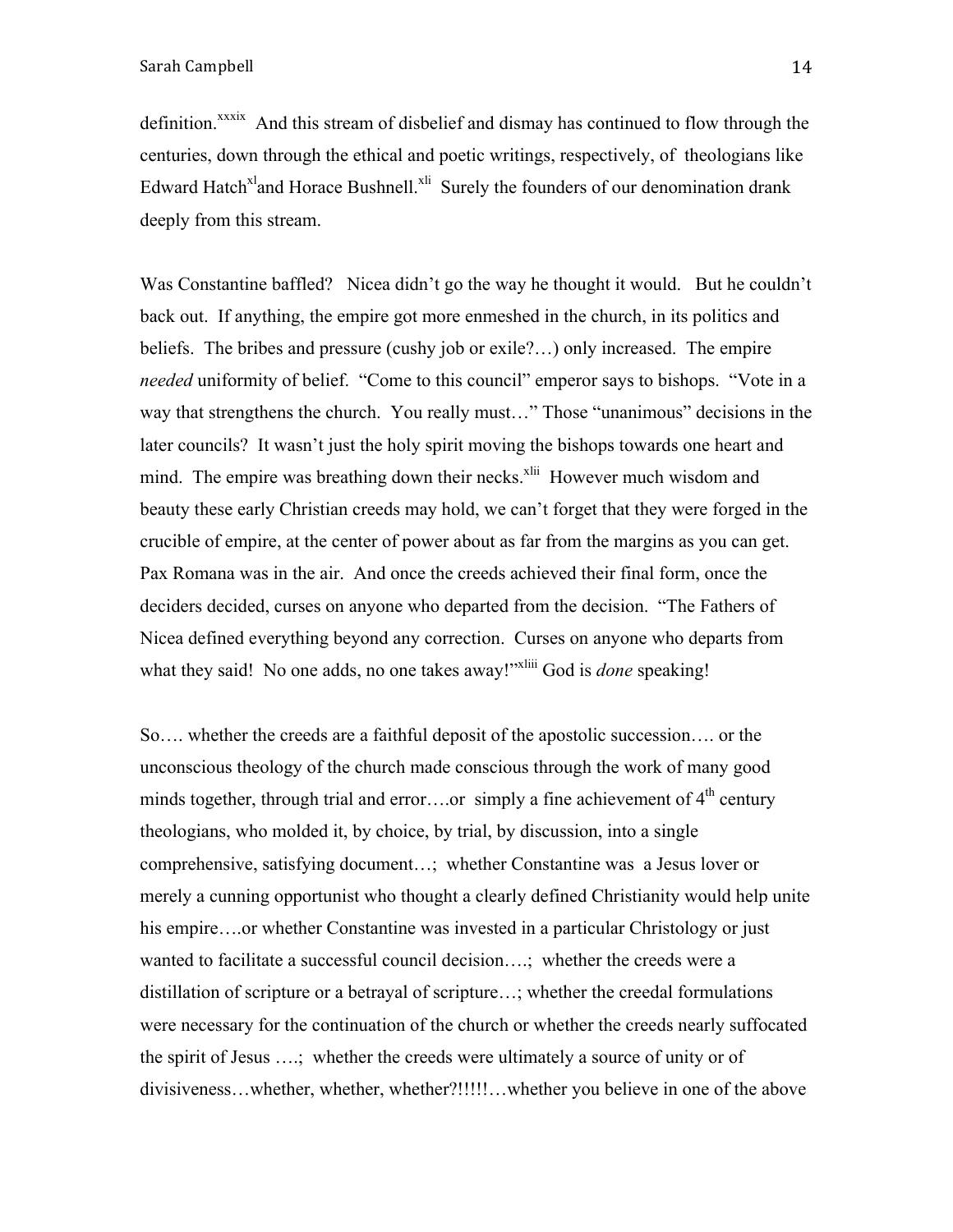definition.[xxxix] And this stream of disbelief and dismay has continued to flow through the centuries, down through the ethical and poetic writings, respectively, of theologians like Edward Hatch[xl] and Horace Bushnell.[xli] Surely the founders of our denomination drank deeply from this stream.

Was Constantine baffled? Nicea didn't go the way he thought it would. But he couldn't back out. If anything, the empire got more enmeshed in the church, in its politics and beliefs. The bribes and pressure (cushy job or exile?…) only increased. The empire *needed* uniformity of belief. "Come to this council" emperor says to bishops. "Vote in a way that strengthens the church. You really must…" Those "unanimous" decisions in the later councils? It wasn't just the holy spirit moving the bishops towards one heart and mind. The empire was breathing down their necks.[xlii] However much wisdom and beauty these early Christian creeds may hold, we can't forget that they were forged in the crucible of empire, at the center of power about as far from the margins as you can get. Pax Romana was in the air. And once the creeds achieved their final form, once the deciders decided, curses on anyone who departed from the decision. "The Fathers of Nicea defined everything beyond any correction. Curses on anyone who departs from what they said! No one adds, no one takes away!"[xliii] God is *done* speaking!

So…. whether the creeds are a faithful deposit of the apostolic succession…. or the unconscious theology of the church made conscious through the work of many good minds together, through trial and error….or simply a fine achievement of 4th century theologians, who molded it, by choice, by trial, by discussion, into a single comprehensive, satisfying document…; whether Constantine was a Jesus lover or merely a cunning opportunist who thought a clearly defined Christianity would help unite his empire….or whether Constantine was invested in a particular Christology or just wanted to facilitate a successful council decision….; whether the creeds were a distillation of scripture or a betrayal of scripture…; whether the creedal formulations were necessary for the continuation of the church or whether the creeds nearly suffocated the spirit of Jesus ….; whether the creeds were ultimately a source of unity or of divisiveness…whether, whether, whether?!!!!!…whether you believe in one of the above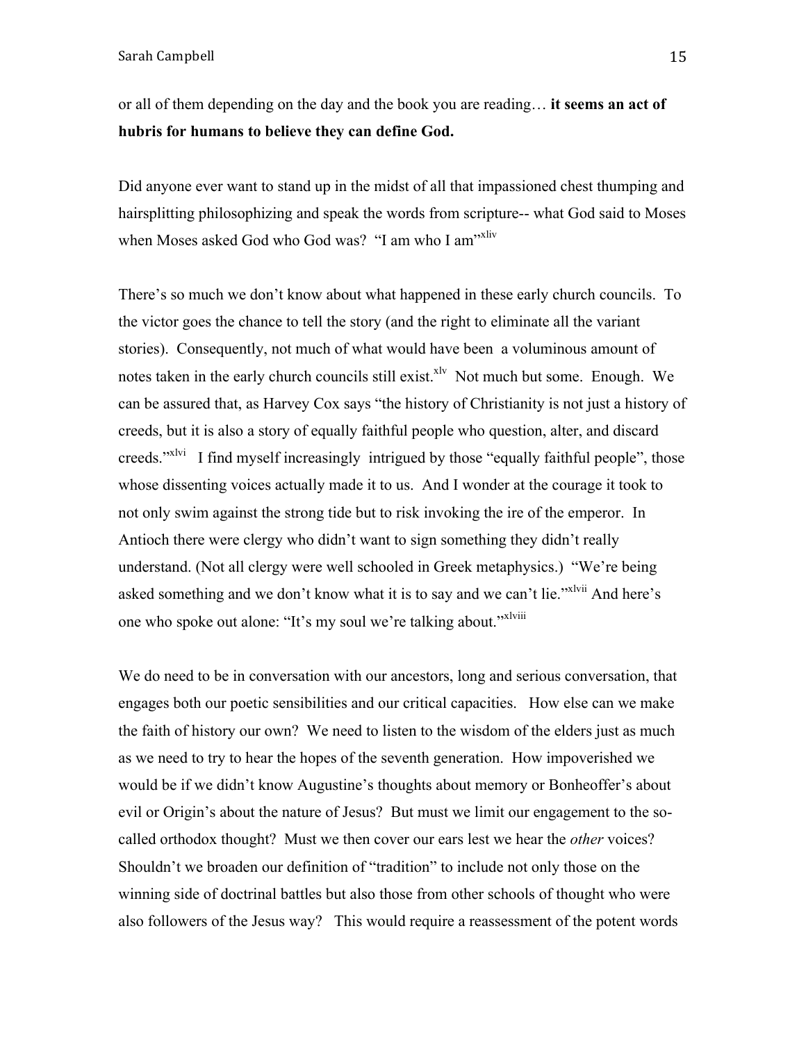or all of them depending on the day and the book you are reading… **it seems an act of hubris for humans to believe they can define God.**

Did anyone ever want to stand up in the midst of all that impassioned chest thumping and hairsplitting philosophizing and speak the words from scripture-- what God said to Moses when Moses asked God who God was? "I am who I am"[xliv]

There's so much we don't know about what happened in these early church councils. To the victor goes the chance to tell the story (and the right to eliminate all the variant stories). Consequently, not much of what would have been a voluminous amount of notes taken in the early church councils still exist.[xlv] Not much but some. Enough. We can be assured that, as Harvey Cox says "the history of Christianity is not just a history of creeds, but it is also a story of equally faithful people who question, alter, and discard creeds."[xlvi] I find myself increasingly intrigued by those "equally faithful people", those whose dissenting voices actually made it to us. And I wonder at the courage it took to not only swim against the strong tide but to risk invoking the ire of the emperor. In Antioch there were clergy who didn't want to sign something they didn't really understand. (Not all clergy were well schooled in Greek metaphysics.) "We're being asked something and we don't know what it is to say and we can't lie."[xlvii] And here's one who spoke out alone: "It's my soul we're talking about."[xlviii]

We do need to be in conversation with our ancestors, long and serious conversation, that engages both our poetic sensibilities and our critical capacities. How else can we make the faith of history our own? We need to listen to the wisdom of the elders just as much as we need to try to hear the hopes of the seventh generation. How impoverished we would be if we didn't know Augustine's thoughts about memory or Bonheoffer's about evil or Origin's about the nature of Jesus? But must we limit our engagement to the so-called orthodox thought? Must we then cover our ears lest we hear the *other* voices? Shouldn't we broaden our definition of "tradition" to include not only those on the winning side of doctrinal battles but also those from other schools of thought who were also followers of the Jesus way? This would require a reassessment of the potent words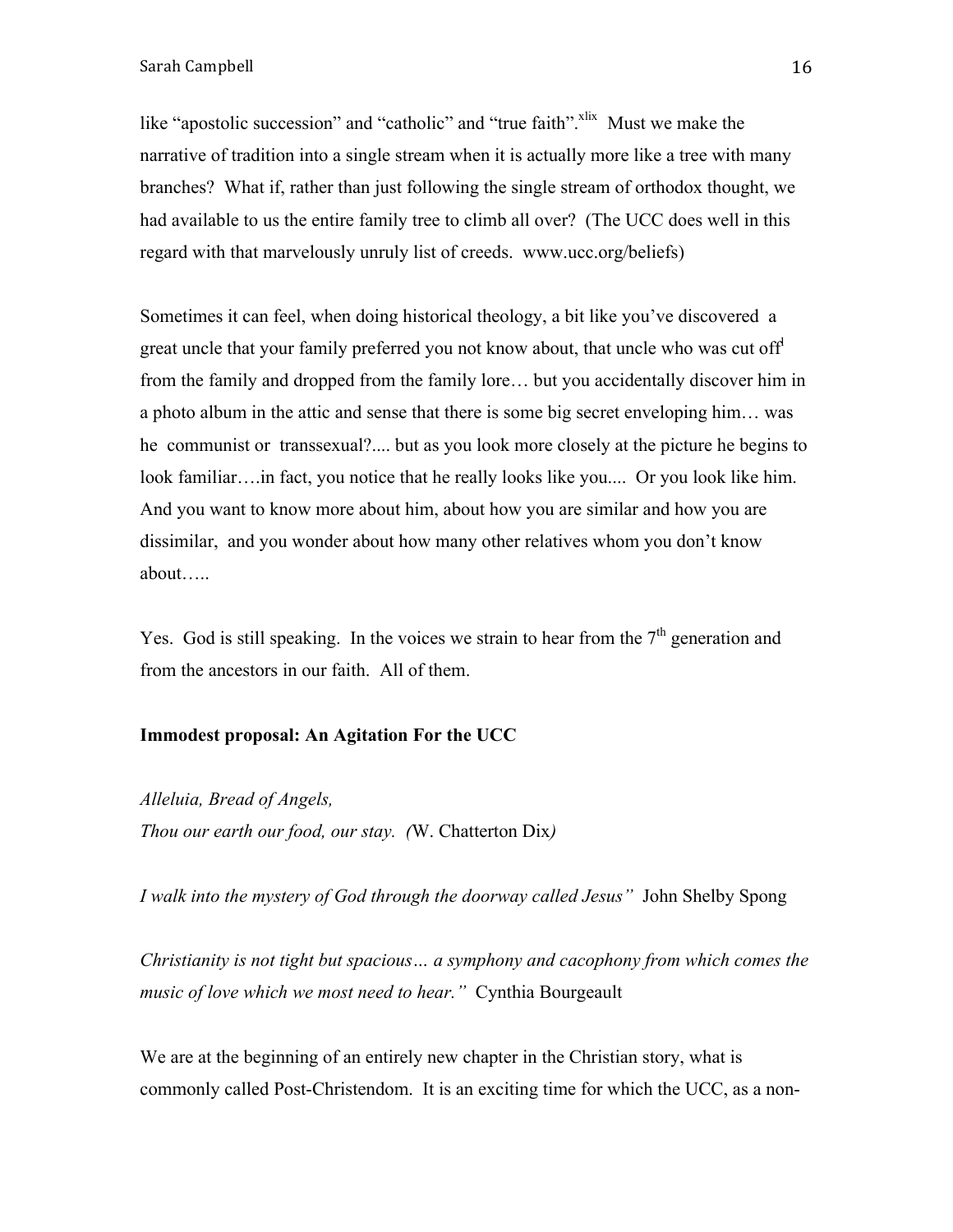like "apostolic succession" and "catholic" and "true faith".[xlix] Must we make the narrative of tradition into a single stream when it is actually more like a tree with many branches? What if, rather than just following the single stream of orthodox thought, we had available to us the entire family tree to climb all over? (The UCC does well in this regard with that marvelously unruly list of creeds. www.ucc.org/beliefs)

Sometimes it can feel, when doing historical theology, a bit like you've discovered a great uncle that your family preferred you not know about, that uncle who was cut off[l] from the family and dropped from the family lore… but you accidentally discover him in a photo album in the attic and sense that there is some big secret enveloping him… was he communist or transsexual?.... but as you look more closely at the picture he begins to look familiar….in fact, you notice that he really looks like you.... Or you look like him. And you want to know more about him, about how you are similar and how you are dissimilar, and you wonder about how many other relatives whom you don't know about…..

Yes. God is still speaking. In the voices we strain to hear from the 7th generation and from the ancestors in our faith. All of them.

**Immodest proposal: An Agitation For the UCC**

*Alleluia, Bread of Angels,*
*Thou our earth our food, our stay. (*W. Chatterton Dix*)*

*I walk into the mystery of God through the doorway called Jesus"* John Shelby Spong

*Christianity is not tight but spacious… a symphony and cacophony from which comes the music of love which we most need to hear."* Cynthia Bourgeault

We are at the beginning of an entirely new chapter in the Christian story, what is commonly called Post-Christendom. It is an exciting time for which the UCC, as a non-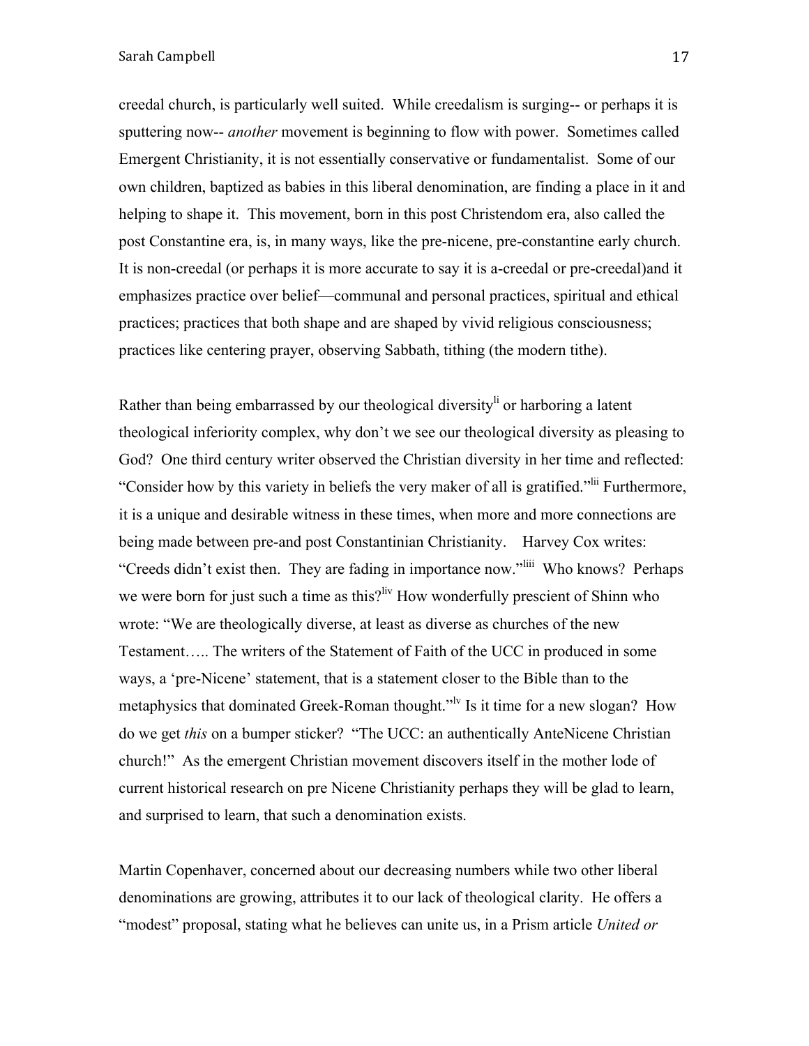creedal church, is particularly well suited. While creedalism is surging-- or perhaps it is sputtering now-- *another* movement is beginning to flow with power. Sometimes called Emergent Christianity, it is not essentially conservative or fundamentalist. Some of our own children, baptized as babies in this liberal denomination, are finding a place in it and helping to shape it. This movement, born in this post Christendom era, also called the post Constantine era, is, in many ways, like the pre-nicene, pre-constantine early church. It is non-creedal (or perhaps it is more accurate to say it is a-creedal or pre-creedal)and it emphasizes practice over belief—communal and personal practices, spiritual and ethical practices; practices that both shape and are shaped by vivid religious consciousness; practices like centering prayer, observing Sabbath, tithing (the modern tithe).

Rather than being embarrassed by our theological diversity[li] or harboring a latent theological inferiority complex, why don't we see our theological diversity as pleasing to God? One third century writer observed the Christian diversity in her time and reflected: "Consider how by this variety in beliefs the very maker of all is gratified."[lii] Furthermore, it is a unique and desirable witness in these times, when more and more connections are being made between pre-and post Constantinian Christianity. Harvey Cox writes: "Creeds didn't exist then. They are fading in importance now."[liii] Who knows? Perhaps we were born for just such a time as this?[liv] How wonderfully prescient of Shinn who wrote: "We are theologically diverse, at least as diverse as churches of the new Testament….. The writers of the Statement of Faith of the UCC in produced in some ways, a 'pre-Nicene' statement, that is a statement closer to the Bible than to the metaphysics that dominated Greek-Roman thought."[lv] Is it time for a new slogan? How do we get *this* on a bumper sticker? "The UCC: an authentically AnteNicene Christian church!" As the emergent Christian movement discovers itself in the mother lode of current historical research on pre Nicene Christianity perhaps they will be glad to learn, and surprised to learn, that such a denomination exists.

Martin Copenhaver, concerned about our decreasing numbers while two other liberal denominations are growing, attributes it to our lack of theological clarity. He offers a "modest" proposal, stating what he believes can unite us, in a Prism article *United or*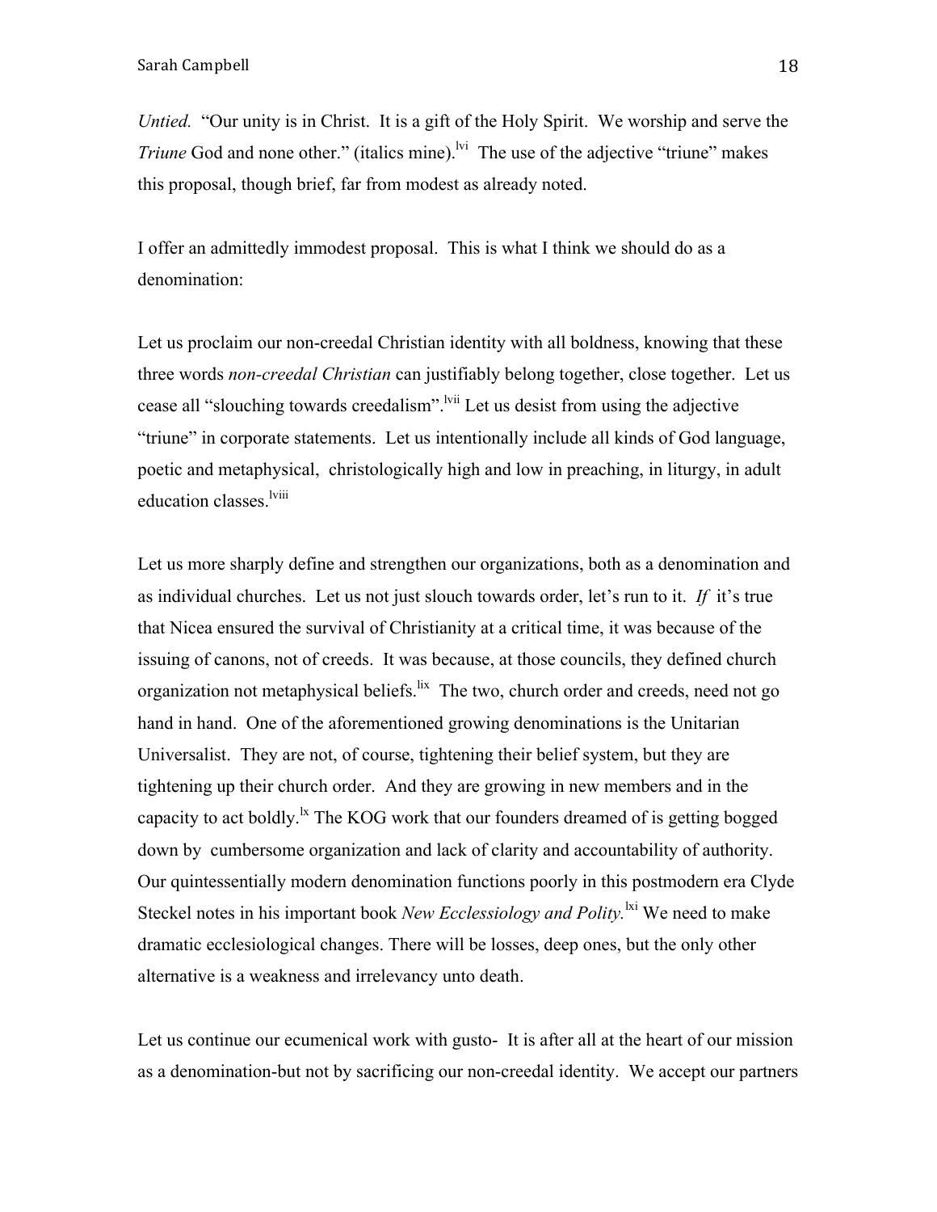*Untied.* "Our unity is in Christ. It is a gift of the Holy Spirit. We worship and serve the *Triune* God and none other." (italics mine).[lvi] The use of the adjective "triune" makes this proposal, though brief, far from modest as already noted.

I offer an admittedly immodest proposal. This is what I think we should do as a denomination:

Let us proclaim our non-creedal Christian identity with all boldness, knowing that these three words *non-creedal Christian* can justifiably belong together, close together. Let us cease all "slouching towards creedalism".[lvii] Let us desist from using the adjective "triune" in corporate statements. Let us intentionally include all kinds of God language, poetic and metaphysical, christologically high and low in preaching, in liturgy, in adult education classes.[lviii]

Let us more sharply define and strengthen our organizations, both as a denomination and as individual churches. Let us not just slouch towards order, let's run to it. *If* it's true that Nicea ensured the survival of Christianity at a critical time, it was because of the issuing of canons, not of creeds. It was because, at those councils, they defined church organization not metaphysical beliefs.[lix] The two, church order and creeds, need not go hand in hand. One of the aforementioned growing denominations is the Unitarian Universalist. They are not, of course, tightening their belief system, but they are tightening up their church order. And they are growing in new members and in the capacity to act boldly.[lx] The KOG work that our founders dreamed of is getting bogged down by cumbersome organization and lack of clarity and accountability of authority. Our quintessentially modern denomination functions poorly in this postmodern era Clyde Steckel notes in his important book *New Ecclessiology and Polity.*[lxi] We need to make dramatic ecclesiological changes. There will be losses, deep ones, but the only other alternative is a weakness and irrelevancy unto death.

Let us continue our ecumenical work with gusto- It is after all at the heart of our mission as a denomination-but not by sacrificing our non-creedal identity. We accept our partners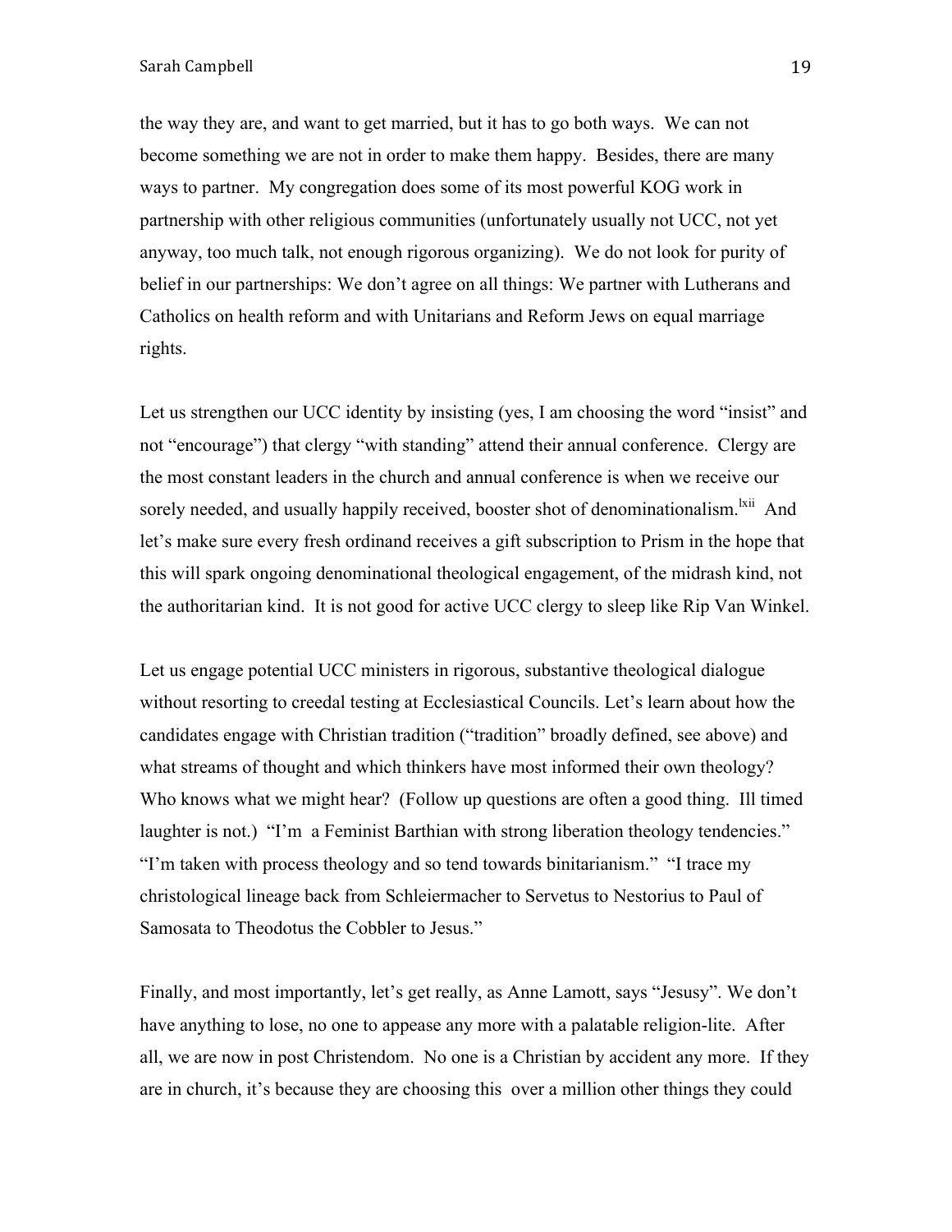the way they are, and want to get married, but it has to go both ways. We can not become something we are not in order to make them happy. Besides, there are many ways to partner. My congregation does some of its most powerful KOG work in partnership with other religious communities (unfortunately usually not UCC, not yet anyway, too much talk, not enough rigorous organizing). We do not look for purity of belief in our partnerships: We don't agree on all things: We partner with Lutherans and Catholics on health reform and with Unitarians and Reform Jews on equal marriage rights.

Let us strengthen our UCC identity by insisting (yes, I am choosing the word "insist" and not "encourage") that clergy "with standing" attend their annual conference. Clergy are the most constant leaders in the church and annual conference is when we receive our sorely needed, and usually happily received, booster shot of denominationalism.[lxii] And let's make sure every fresh ordinand receives a gift subscription to Prism in the hope that this will spark ongoing denominational theological engagement, of the midrash kind, not the authoritarian kind. It is not good for active UCC clergy to sleep like Rip Van Winkel.

Let us engage potential UCC ministers in rigorous, substantive theological dialogue without resorting to creedal testing at Ecclesiastical Councils. Let's learn about how the candidates engage with Christian tradition ("tradition" broadly defined, see above) and what streams of thought and which thinkers have most informed their own theology? Who knows what we might hear? (Follow up questions are often a good thing. Ill timed laughter is not.) "I'm a Feminist Barthian with strong liberation theology tendencies." "I'm taken with process theology and so tend towards binitarianism." "I trace my christological lineage back from Schleiermacher to Servetus to Nestorius to Paul of Samosata to Theodotus the Cobbler to Jesus."

Finally, and most importantly, let's get really, as Anne Lamott, says "Jesusy". We don't have anything to lose, no one to appease any more with a palatable religion-lite. After all, we are now in post Christendom. No one is a Christian by accident any more. If they are in church, it's because they are choosing this over a million other things they could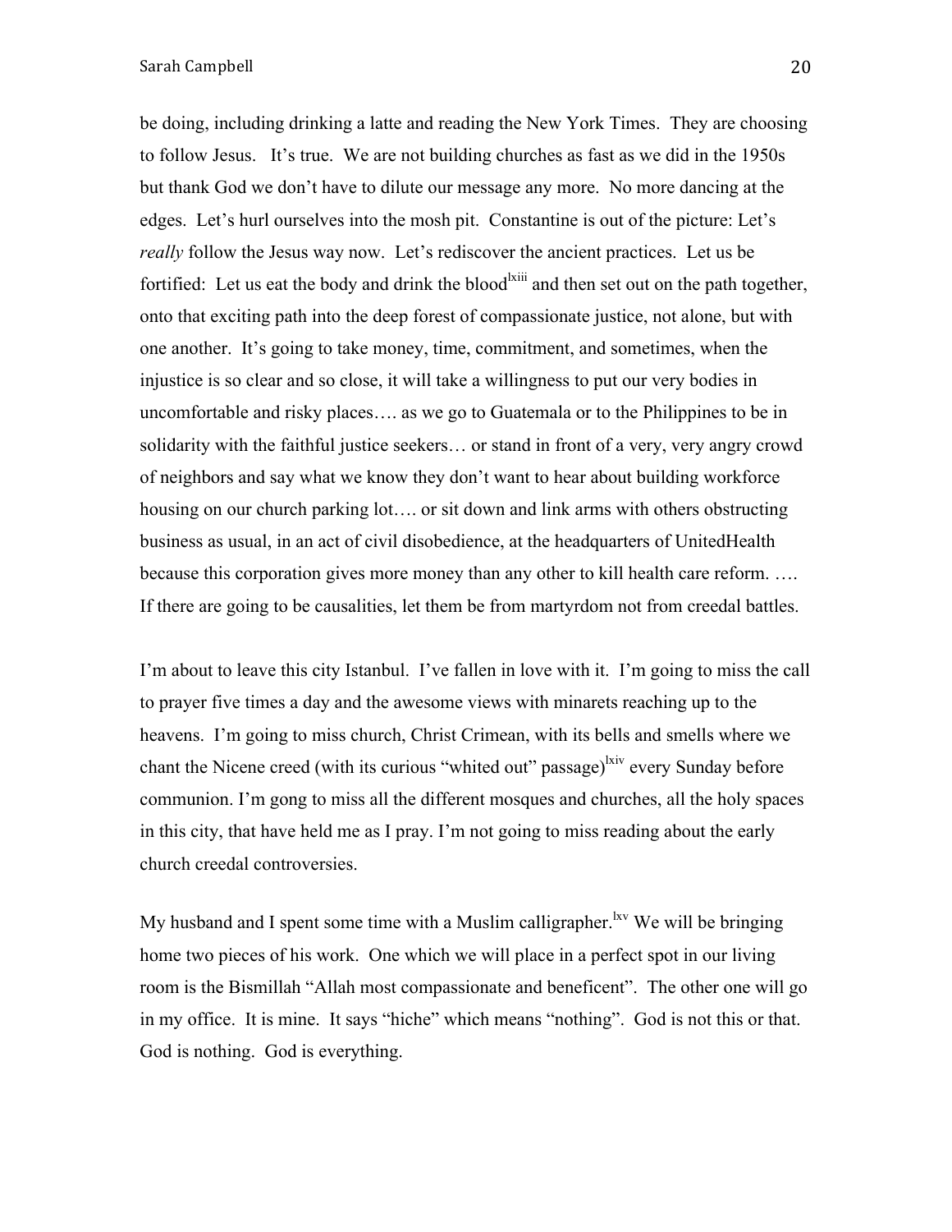be doing, including drinking a latte and reading the New York Times. They are choosing to follow Jesus. It's true. We are not building churches as fast as we did in the 1950s but thank God we don't have to dilute our message any more. No more dancing at the edges. Let's hurl ourselves into the mosh pit. Constantine is out of the picture: Let's *really* follow the Jesus way now. Let's rediscover the ancient practices. Let us be fortified: Let us eat the body and drink the blood[lxiii] and then set out on the path together, onto that exciting path into the deep forest of compassionate justice, not alone, but with one another. It's going to take money, time, commitment, and sometimes, when the injustice is so clear and so close, it will take a willingness to put our very bodies in uncomfortable and risky places…. as we go to Guatemala or to the Philippines to be in solidarity with the faithful justice seekers… or stand in front of a very, very angry crowd of neighbors and say what we know they don't want to hear about building workforce housing on our church parking lot…. or sit down and link arms with others obstructing business as usual, in an act of civil disobedience, at the headquarters of UnitedHealth because this corporation gives more money than any other to kill health care reform. …. If there are going to be causalities, let them be from martyrdom not from creedal battles.

I'm about to leave this city Istanbul. I've fallen in love with it. I'm going to miss the call to prayer five times a day and the awesome views with minarets reaching up to the heavens. I'm going to miss church, Christ Crimean, with its bells and smells where we chant the Nicene creed (with its curious "whited out" passage)[lxiv] every Sunday before communion. I'm gong to miss all the different mosques and churches, all the holy spaces in this city, that have held me as I pray. I'm not going to miss reading about the early church creedal controversies.

My husband and I spent some time with a Muslim calligrapher.[lxv] We will be bringing home two pieces of his work. One which we will place in a perfect spot in our living room is the Bismillah "Allah most compassionate and beneficent". The other one will go in my office. It is mine. It says "hiche" which means "nothing". God is not this or that. God is nothing. God is everything.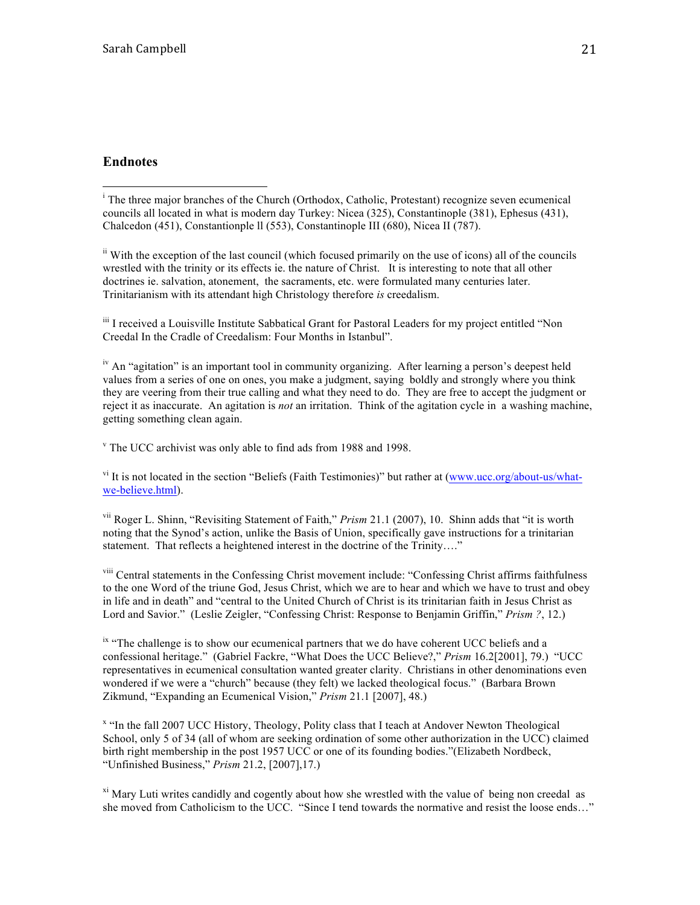## Endnotes

---

[i] The three major branches of the Church (Orthodox, Catholic, Protestant) recognize seven ecumenical councils all located in what is modern day Turkey: Nicea (325), Constantinople (381), Ephesus (431), Chalcedon (451), Constantionple ll (553), Constantinople III (680), Nicea II (787).

[ii] With the exception of the last council (which focused primarily on the use of icons) all of the councils wrestled with the trinity or its effects ie. the nature of Christ. It is interesting to note that all other doctrines ie. salvation, atonement, the sacraments, etc. were formulated many centuries later. Trinitarianism with its attendant high Christology therefore *is* creedalism.

[iii] I received a Louisville Institute Sabbatical Grant for Pastoral Leaders for my project entitled "Non Creedal In the Cradle of Creedalism: Four Months in Istanbul".

[iv] An "agitation" is an important tool in community organizing. After learning a person's deepest held values from a series of one on ones, you make a judgment, saying boldly and strongly where you think they are veering from their true calling and what they need to do. They are free to accept the judgment or reject it as inaccurate. An agitation is *not* an irritation. Think of the agitation cycle in a washing machine, getting something clean again.

[v] The UCC archivist was only able to find ads from 1988 and 1998.

[vi] It is not located in the section "Beliefs (Faith Testimonies)" but rather at (www.ucc.org/about-us/what-we-believe.html).

[vii] Roger L. Shinn, "Revisiting Statement of Faith," *Prism* 21.1 (2007), 10. Shinn adds that "it is worth noting that the Synod's action, unlike the Basis of Union, specifically gave instructions for a trinitarian statement. That reflects a heightened interest in the doctrine of the Trinity…."

[viii] Central statements in the Confessing Christ movement include: "Confessing Christ affirms faithfulness to the one Word of the triune God, Jesus Christ, which we are to hear and which we have to trust and obey in life and in death" and "central to the United Church of Christ is its trinitarian faith in Jesus Christ as Lord and Savior." (Leslie Zeigler, "Confessing Christ: Response to Benjamin Griffin," *Prism ?*, 12.)

[ix] "The challenge is to show our ecumenical partners that we do have coherent UCC beliefs and a confessional heritage." (Gabriel Fackre, "What Does the UCC Believe?," *Prism* 16.2[2001], 79.) "UCC representatives in ecumenical consultation wanted greater clarity. Christians in other denominations even wondered if we were a "church" because (they felt) we lacked theological focus." (Barbara Brown Zikmund, "Expanding an Ecumenical Vision," *Prism* 21.1 [2007], 48.)

[x] "In the fall 2007 UCC History, Theology, Polity class that I teach at Andover Newton Theological School, only 5 of 34 (all of whom are seeking ordination of some other authorization in the UCC) claimed birth right membership in the post 1957 UCC or one of its founding bodies."(Elizabeth Nordbeck, "Unfinished Business," *Prism* 21.2, [2007],17.)

[xi] Mary Luti writes candidly and cogently about how she wrestled with the value of being non creedal as she moved from Catholicism to the UCC. "Since I tend towards the normative and resist the loose ends…"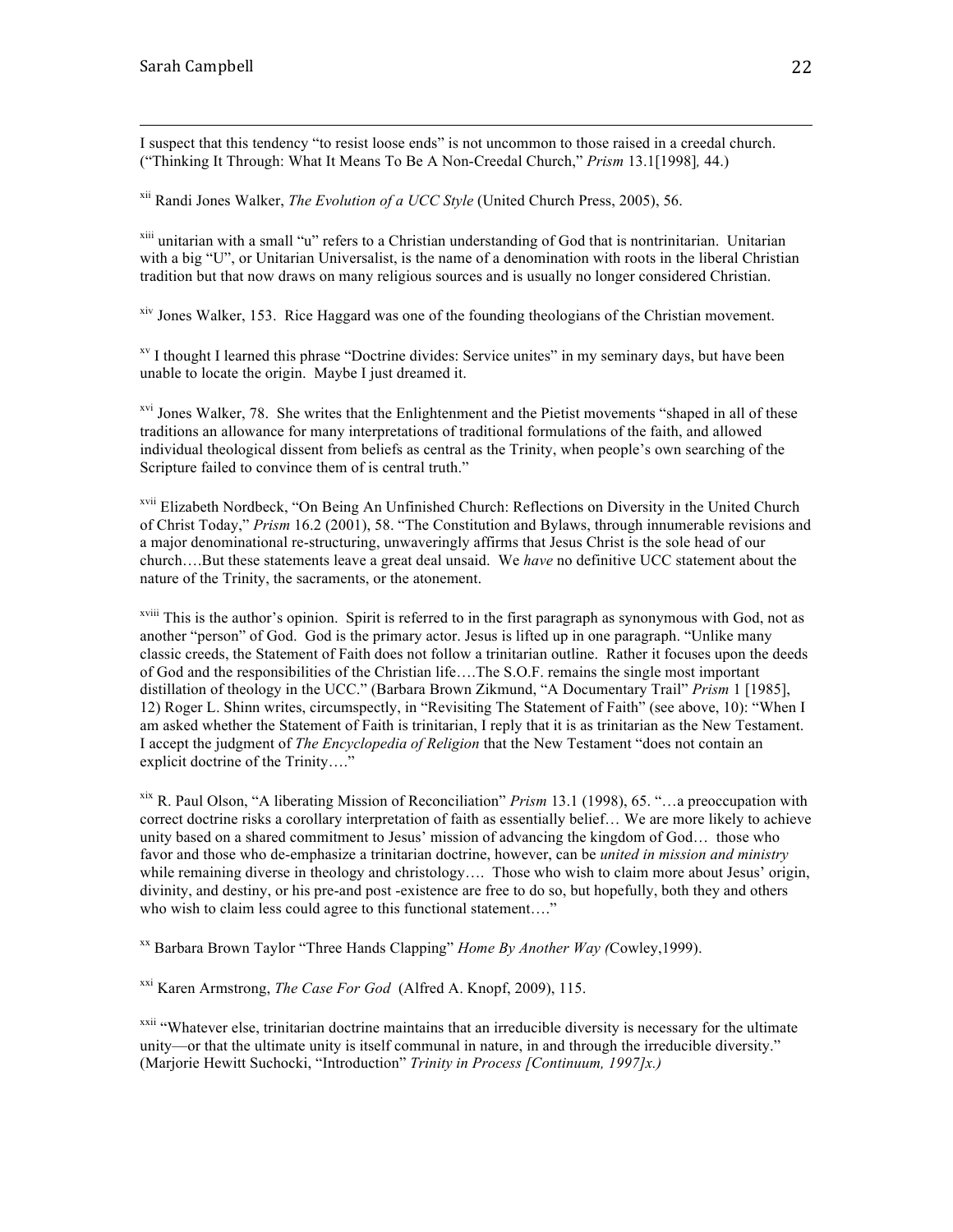I suspect that this tendency "to resist loose ends" is not uncommon to those raised in a creedal church. ("Thinking It Through: What It Means To Be A Non-Creedal Church," *Prism* 13.1[1998]*,* 44.)

[xii] Randi Jones Walker, *The Evolution of a UCC Style* (United Church Press, 2005), 56.

[xiii] unitarian with a small "u" refers to a Christian understanding of God that is nontrinitarian. Unitarian with a big "U", or Unitarian Universalist, is the name of a denomination with roots in the liberal Christian tradition but that now draws on many religious sources and is usually no longer considered Christian.

[xiv] Jones Walker, 153. Rice Haggard was one of the founding theologians of the Christian movement.

[xv] I thought I learned this phrase "Doctrine divides: Service unites" in my seminary days, but have been unable to locate the origin. Maybe I just dreamed it.

[xvi] Jones Walker, 78. She writes that the Enlightenment and the Pietist movements "shaped in all of these traditions an allowance for many interpretations of traditional formulations of the faith, and allowed individual theological dissent from beliefs as central as the Trinity, when people's own searching of the Scripture failed to convince them of is central truth."

[xvii] Elizabeth Nordbeck, "On Being An Unfinished Church: Reflections on Diversity in the United Church of Christ Today," *Prism* 16.2 (2001), 58. "The Constitution and Bylaws, through innumerable revisions and a major denominational re-structuring, unwaveringly affirms that Jesus Christ is the sole head of our church….But these statements leave a great deal unsaid. We *have* no definitive UCC statement about the nature of the Trinity, the sacraments, or the atonement.

[xviii] This is the author's opinion. Spirit is referred to in the first paragraph as synonymous with God, not as another "person" of God. God is the primary actor. Jesus is lifted up in one paragraph. "Unlike many classic creeds, the Statement of Faith does not follow a trinitarian outline. Rather it focuses upon the deeds of God and the responsibilities of the Christian life….The S.O.F. remains the single most important distillation of theology in the UCC." (Barbara Brown Zikmund, "A Documentary Trail" *Prism* 1 [1985], 12) Roger L. Shinn writes, circumspectly, in "Revisiting The Statement of Faith" (see above, 10): "When I am asked whether the Statement of Faith is trinitarian, I reply that it is as trinitarian as the New Testament. I accept the judgment of *The Encyclopedia of Religion* that the New Testament "does not contain an explicit doctrine of the Trinity…."

[xix] R. Paul Olson, "A liberating Mission of Reconciliation" *Prism* 13.1 (1998), 65. "…a preoccupation with correct doctrine risks a corollary interpretation of faith as essentially belief… We are more likely to achieve unity based on a shared commitment to Jesus' mission of advancing the kingdom of God… those who favor and those who de-emphasize a trinitarian doctrine, however, can be *united in mission and ministry* while remaining diverse in theology and christology…. Those who wish to claim more about Jesus' origin, divinity, and destiny, or his pre-and post -existence are free to do so, but hopefully, both they and others who wish to claim less could agree to this functional statement…."

[xx] Barbara Brown Taylor "Three Hands Clapping" *Home By Another Way (*Cowley,1999).

[xxi] Karen Armstrong, *The Case For God* (Alfred A. Knopf, 2009), 115.

[xxii] "Whatever else, trinitarian doctrine maintains that an irreducible diversity is necessary for the ultimate unity—or that the ultimate unity is itself communal in nature, in and through the irreducible diversity." (Marjorie Hewitt Suchocki, "Introduction" *Trinity in Process [Continuum, 1997]x.)*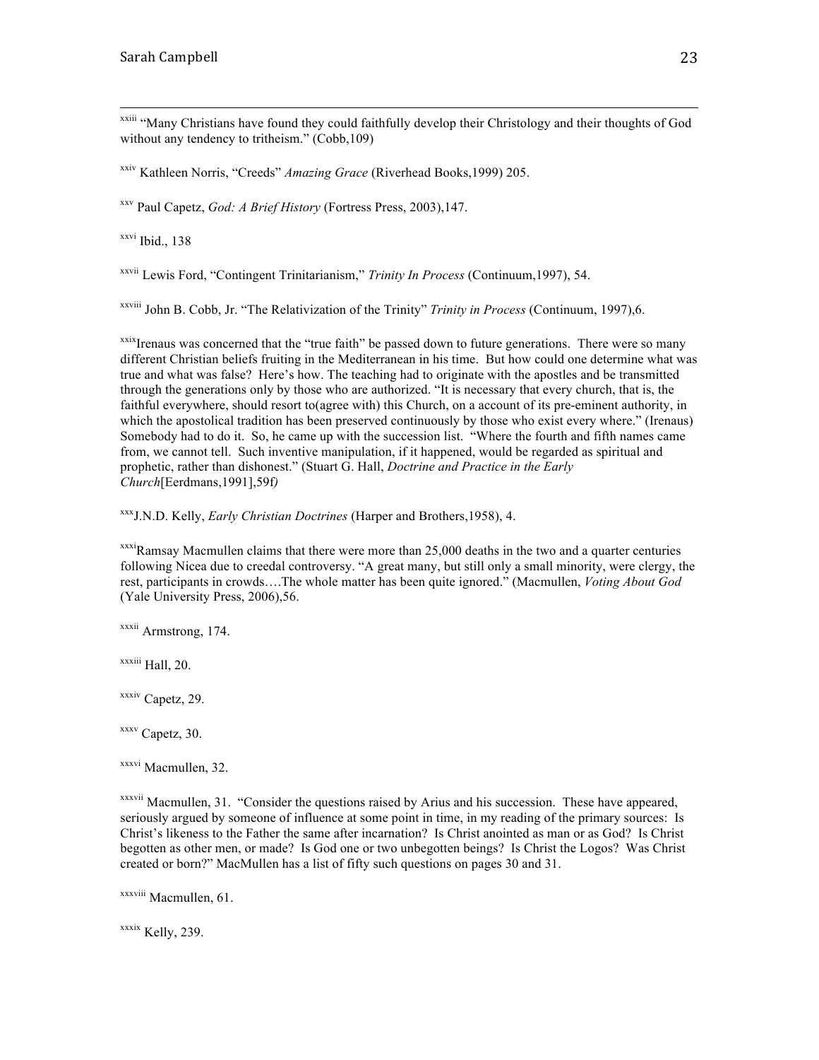[xxiii] "Many Christians have found they could faithfully develop their Christology and their thoughts of God without any tendency to tritheism." (Cobb,109)

[xxiv] Kathleen Norris, "Creeds" *Amazing Grace* (Riverhead Books,1999) 205.

[xxv] Paul Capetz, *God: A Brief History* (Fortress Press, 2003),147.

[xxvi] Ibid., 138

[xxvii] Lewis Ford, "Contingent Trinitarianism," *Trinity In Process* (Continuum,1997), 54.

[xxviii] John B. Cobb, Jr. "The Relativization of the Trinity" *Trinity in Process* (Continuum, 1997),6.

[xxix]Irenaus was concerned that the "true faith" be passed down to future generations. There were so many different Christian beliefs fruiting in the Mediterranean in his time. But how could one determine what was true and what was false? Here's how. The teaching had to originate with the apostles and be transmitted through the generations only by those who are authorized. "It is necessary that every church, that is, the faithful everywhere, should resort to(agree with) this Church, on a account of its pre-eminent authority, in which the apostolical tradition has been preserved continuously by those who exist every where." (Irenaus) Somebody had to do it. So, he came up with the succession list. "Where the fourth and fifth names came from, we cannot tell. Such inventive manipulation, if it happened, would be regarded as spiritual and prophetic, rather than dishonest." (Stuart G. Hall, *Doctrine and Practice in the Early Church*[Eerdmans,1991],59f*)*

[xxx]J.N.D. Kelly, *Early Christian Doctrines* (Harper and Brothers,1958), 4.

[xxxi]Ramsay Macmullen claims that there were more than 25,000 deaths in the two and a quarter centuries following Nicea due to creedal controversy. "A great many, but still only a small minority, were clergy, the rest, participants in crowds….The whole matter has been quite ignored." (Macmullen, *Voting About God* (Yale University Press, 2006),56.

[xxxii] Armstrong, 174.

[xxxiii] Hall, 20.

[xxxiv] Capetz, 29.

[xxxv] Capetz, 30.

[xxxvi] Macmullen, 32.

[xxxvii] Macmullen, 31. "Consider the questions raised by Arius and his succession. These have appeared, seriously argued by someone of influence at some point in time, in my reading of the primary sources: Is Christ's likeness to the Father the same after incarnation? Is Christ anointed as man or as God? Is Christ begotten as other men, or made? Is God one or two unbegotten beings? Is Christ the Logos? Was Christ created or born?" MacMullen has a list of fifty such questions on pages 30 and 31.

[xxxviii] Macmullen, 61.

[xxxix] Kelly, 239.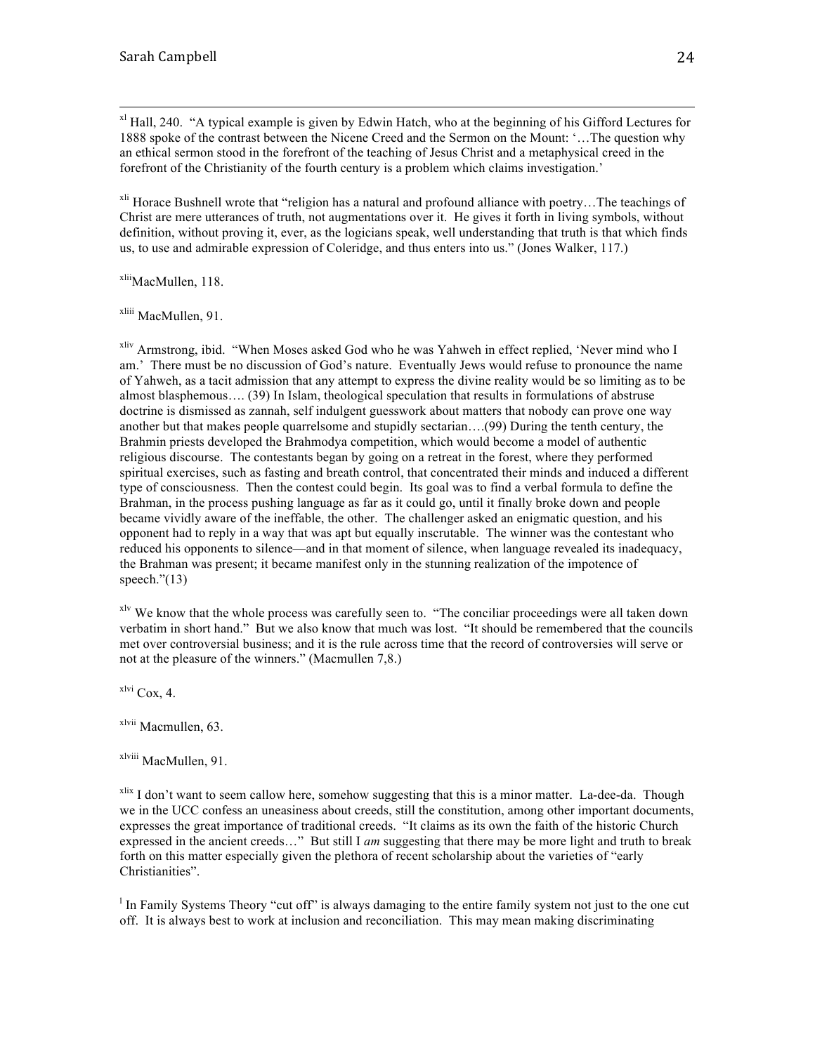[xl] Hall, 240. "A typical example is given by Edwin Hatch, who at the beginning of his Gifford Lectures for 1888 spoke of the contrast between the Nicene Creed and the Sermon on the Mount: '…The question why an ethical sermon stood in the forefront of the teaching of Jesus Christ and a metaphysical creed in the forefront of the Christianity of the fourth century is a problem which claims investigation.'

[xli] Horace Bushnell wrote that "religion has a natural and profound alliance with poetry…The teachings of Christ are mere utterances of truth, not augmentations over it. He gives it forth in living symbols, without definition, without proving it, ever, as the logicians speak, well understanding that truth is that which finds us, to use and admirable expression of Coleridge, and thus enters into us." (Jones Walker, 117.)

[xlii] MacMullen, 118.

[xliii] MacMullen, 91.

[xliv] Armstrong, ibid. "When Moses asked God who he was Yahweh in effect replied, 'Never mind who I am.' There must be no discussion of God's nature. Eventually Jews would refuse to pronounce the name of Yahweh, as a tacit admission that any attempt to express the divine reality would be so limiting as to be almost blasphemous…. (39) In Islam, theological speculation that results in formulations of abstruse doctrine is dismissed as zannah, self indulgent guesswork about matters that nobody can prove one way another but that makes people quarrelsome and stupidly sectarian….(99) During the tenth century, the Brahmin priests developed the Brahmodya competition, which would become a model of authentic religious discourse. The contestants began by going on a retreat in the forest, where they performed spiritual exercises, such as fasting and breath control, that concentrated their minds and induced a different type of consciousness. Then the contest could begin. Its goal was to find a verbal formula to define the Brahman, in the process pushing language as far as it could go, until it finally broke down and people became vividly aware of the ineffable, the other. The challenger asked an enigmatic question, and his opponent had to reply in a way that was apt but equally inscrutable. The winner was the contestant who reduced his opponents to silence—and in that moment of silence, when language revealed its inadequacy, the Brahman was present; it became manifest only in the stunning realization of the impotence of speech."(13)

[xlv] We know that the whole process was carefully seen to. "The conciliar proceedings were all taken down verbatim in short hand." But we also know that much was lost. "It should be remembered that the councils met over controversial business; and it is the rule across time that the record of controversies will serve or not at the pleasure of the winners." (Macmullen 7,8.)

[xlvi] Cox, 4.

[xlvii] Macmullen, 63.

[xlviii] MacMullen, 91.

[xlix] I don't want to seem callow here, somehow suggesting that this is a minor matter. La-dee-da. Though we in the UCC confess an uneasiness about creeds, still the constitution, among other important documents, expresses the great importance of traditional creeds. "It claims as its own the faith of the historic Church expressed in the ancient creeds…" But still I *am* suggesting that there may be more light and truth to break forth on this matter especially given the plethora of recent scholarship about the varieties of "early Christianities".

[l] In Family Systems Theory "cut off" is always damaging to the entire family system not just to the one cut off. It is always best to work at inclusion and reconciliation. This may mean making discriminating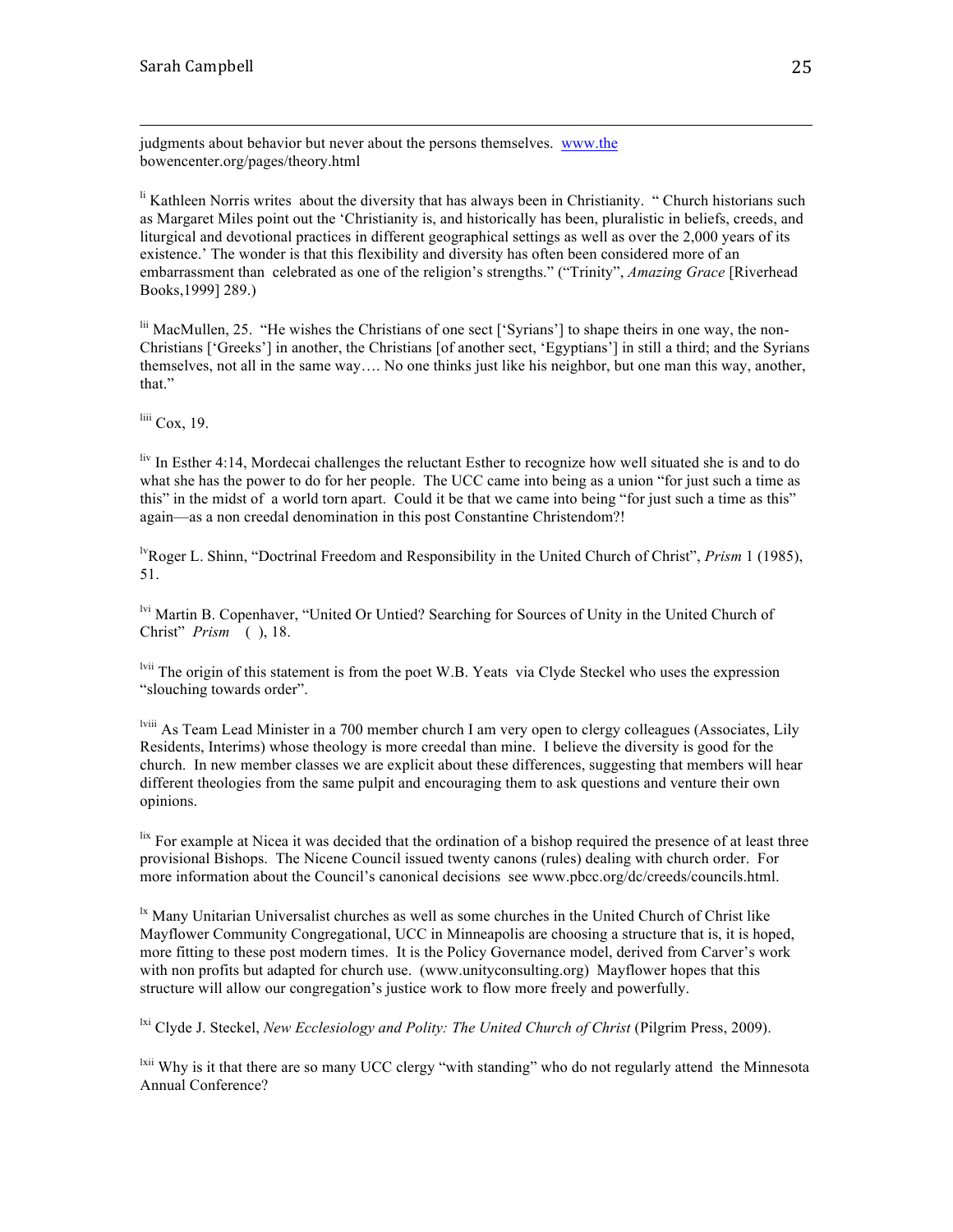judgments about behavior but never about the persons themselves. www.the bowencenter.org/pages/theory.html

[li] Kathleen Norris writes about the diversity that has always been in Christianity. " Church historians such as Margaret Miles point out the 'Christianity is, and historically has been, pluralistic in beliefs, creeds, and liturgical and devotional practices in different geographical settings as well as over the 2,000 years of its existence.' The wonder is that this flexibility and diversity has often been considered more of an embarrassment than celebrated as one of the religion's strengths." ("Trinity", *Amazing Grace* [Riverhead Books,1999] 289.)

[lii] MacMullen, 25. "He wishes the Christians of one sect ['Syrians'] to shape theirs in one way, the non-Christians ['Greeks'] in another, the Christians [of another sect, 'Egyptians'] in still a third; and the Syrians themselves, not all in the same way…. No one thinks just like his neighbor, but one man this way, another, that."

[liii] Cox, 19.

[liv] In Esther 4:14, Mordecai challenges the reluctant Esther to recognize how well situated she is and to do what she has the power to do for her people. The UCC came into being as a union "for just such a time as this" in the midst of a world torn apart. Could it be that we came into being "for just such a time as this" again—as a non creedal denomination in this post Constantine Christendom?!

[lv] Roger L. Shinn, "Doctrinal Freedom and Responsibility in the United Church of Christ", *Prism* 1 (1985), 51.

[lvi] Martin B. Copenhaver, "United Or Untied? Searching for Sources of Unity in the United Church of Christ" *Prism* ( ), 18.

[lvii] The origin of this statement is from the poet W.B. Yeats via Clyde Steckel who uses the expression "slouching towards order".

[lviii] As Team Lead Minister in a 700 member church I am very open to clergy colleagues (Associates, Lily Residents, Interims) whose theology is more creedal than mine. I believe the diversity is good for the church. In new member classes we are explicit about these differences, suggesting that members will hear different theologies from the same pulpit and encouraging them to ask questions and venture their own opinions.

[lix] For example at Nicea it was decided that the ordination of a bishop required the presence of at least three provisional Bishops. The Nicene Council issued twenty canons (rules) dealing with church order. For more information about the Council's canonical decisions see www.pbcc.org/dc/creeds/councils.html.

[lx] Many Unitarian Universalist churches as well as some churches in the United Church of Christ like Mayflower Community Congregational, UCC in Minneapolis are choosing a structure that is, it is hoped, more fitting to these post modern times. It is the Policy Governance model, derived from Carver's work with non profits but adapted for church use. (www.unityconsulting.org) Mayflower hopes that this structure will allow our congregation's justice work to flow more freely and powerfully.

[lxi] Clyde J. Steckel, *New Ecclesiology and Polity: The United Church of Christ* (Pilgrim Press, 2009).

[lxii] Why is it that there are so many UCC clergy "with standing" who do not regularly attend the Minnesota Annual Conference?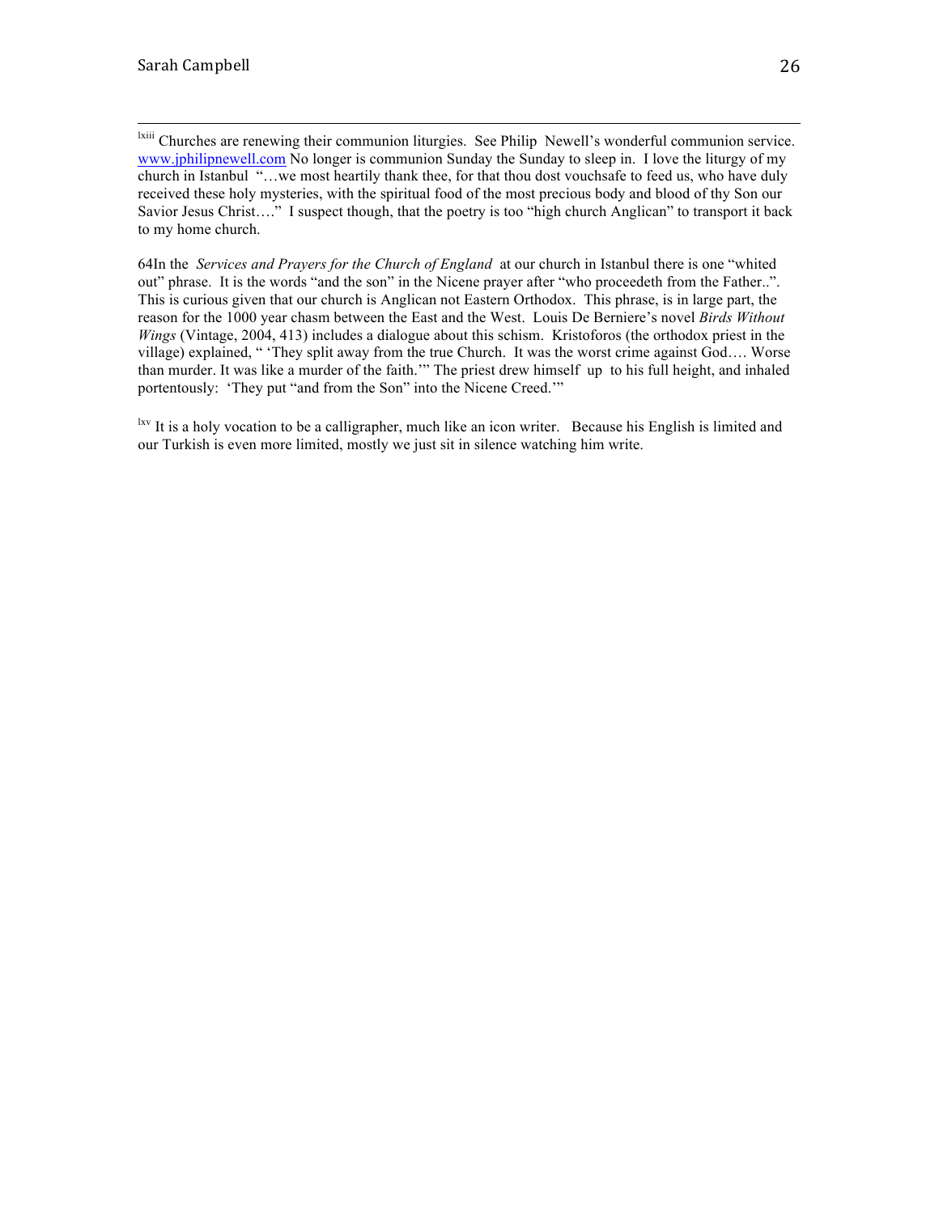[lxiii] Churches are renewing their communion liturgies. See Philip Newell's wonderful communion service. www.jphilipnewell.com No longer is communion Sunday the Sunday to sleep in. I love the liturgy of my church in Istanbul "…we most heartily thank thee, for that thou dost vouchsafe to feed us, who have duly received these holy mysteries, with the spiritual food of the most precious body and blood of thy Son our Savior Jesus Christ…." I suspect though, that the poetry is too "high church Anglican" to transport it back to my home church.

64In the *Services and Prayers for the Church of England* at our church in Istanbul there is one "whited out" phrase. It is the words "and the son" in the Nicene prayer after "who proceedeth from the Father..". This is curious given that our church is Anglican not Eastern Orthodox. This phrase, is in large part, the reason for the 1000 year chasm between the East and the West. Louis De Berniere's novel *Birds Without Wings* (Vintage, 2004, 413) includes a dialogue about this schism. Kristoforos (the orthodox priest in the village) explained, " 'They split away from the true Church. It was the worst crime against God…. Worse than murder. It was like a murder of the faith.'" The priest drew himself up to his full height, and inhaled portentously: 'They put "and from the Son" into the Nicene Creed.'"

[lxv] It is a holy vocation to be a calligrapher, much like an icon writer. Because his English is limited and our Turkish is even more limited, mostly we just sit in silence watching him write.